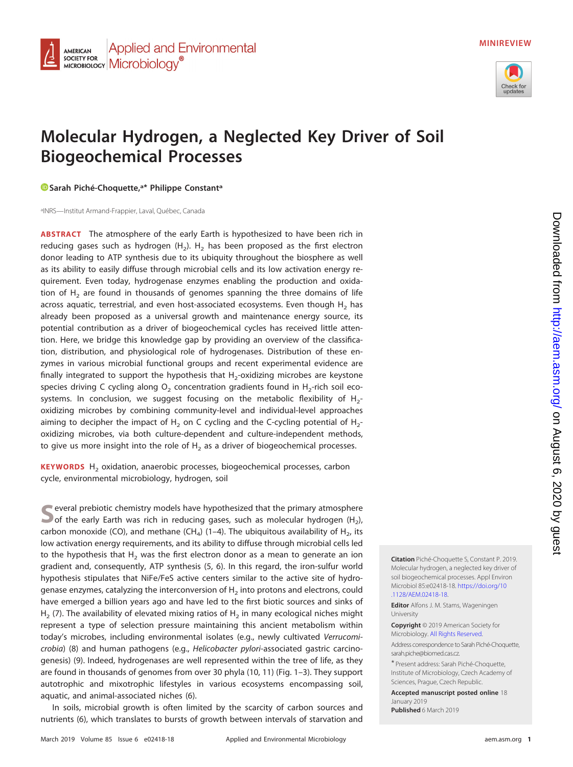MINIREVIEW

# Molecular Hydrogen, a Neglected Key Driver of Soil Biogeochemical Processes

**Sarah Piché-Choquette,[a]* Philippe Constant[a]**

[a]INRS—Institut Armand-Frappier, Laval, Québec, Canada

**ABSTRACT** The atmosphere of the early Earth is hypothesized to have been rich in reducing gases such as hydrogen ($H_2$). $H_2$ has been proposed as the first electron donor leading to ATP synthesis due to its ubiquity throughout the biosphere as well as its ability to easily diffuse through microbial cells and its low activation energy requirement. Even today, hydrogenase enzymes enabling the production and oxidation of $H_2$ are found in thousands of genomes spanning the three domains of life across aquatic, terrestrial, and even host-associated ecosystems. Even though $H_2$ has already been proposed as a universal growth and maintenance energy source, its potential contribution as a driver of biogeochemical cycles has received little attention. Here, we bridge this knowledge gap by providing an overview of the classification, distribution, and physiological role of hydrogenases. Distribution of these enzymes in various microbial functional groups and recent experimental evidence are finally integrated to support the hypothesis that $H_2$-oxidizing microbes are keystone species driving C cycling along $O_2$ concentration gradients found in $H_2$-rich soil ecosystems. In conclusion, we suggest focusing on the metabolic flexibility of $H_2$-oxidizing microbes by combining community-level and individual-level approaches aiming to decipher the impact of $H_2$ on C cycling and the C-cycling potential of $H_2$-oxidizing microbes, via both culture-dependent and culture-independent methods, to give us more insight into the role of $H_2$ as a driver of biogeochemical processes.

**KEYWORDS** $H_2$ oxidation, anaerobic processes, biogeochemical processes, carbon cycle, environmental microbiology, hydrogen, soil

Several prebiotic chemistry models have hypothesized that the primary atmosphere of the early Earth was rich in reducing gases, such as molecular hydrogen ($H_2$), carbon monoxide (CO), and methane ($CH_4$) (1–4). The ubiquitous availability of $H_2$, its low activation energy requirements, and its ability to diffuse through microbial cells led to the hypothesis that $H_2$ was the first electron donor as a mean to generate an ion gradient and, consequently, ATP synthesis (5, 6). In this regard, the iron-sulfur world hypothesis stipulates that NiFe/FeS active centers similar to the active site of hydrogenase enzymes, catalyzing the interconversion of $H_2$ into protons and electrons, could have emerged a billion years ago and have led to the first biotic sources and sinks of $H_2$ (7). The availability of elevated mixing ratios of $H_2$ in many ecological niches might represent a type of selection pressure maintaining this ancient metabolism within today's microbes, including environmental isolates (e.g., newly cultivated *Verrucomicrobia*) (8) and human pathogens (e.g., *Helicobacter pylori*-associated gastric carcinogenesis) (9). Indeed, hydrogenases are well represented within the tree of life, as they are found in thousands of genomes from over 30 phyla (10, 11) (Fig. 1–3). They support autotrophic and mixotrophic lifestyles in various ecosystems encompassing soil, aquatic, and animal-associated niches (6).

In soils, microbial growth is often limited by the scarcity of carbon sources and nutrients (6), which translates to bursts of growth between intervals of starvation and

**Citation** Piché-Choquette S, Constant P. 2019. Molecular hydrogen, a neglected key driver of soil biogeochemical processes. Appl Environ Microbiol 85:e02418-18. https://doi.org/10.1128/AEM.02418-18.

**Editor** Alfons J. M. Stams, Wageningen University

**Copyright** © 2019 American Society for Microbiology. All Rights Reserved.

Address correspondence to Sarah Piché-Choquette, sarah.piche@biomed.cas.cz.

* Present address: Sarah Piché-Choquette, Institute of Microbiology, Czech Academy of Sciences, Prague, Czech Republic.

**Accepted manuscript posted online** 18 January 2019

**Published** 6 March 2019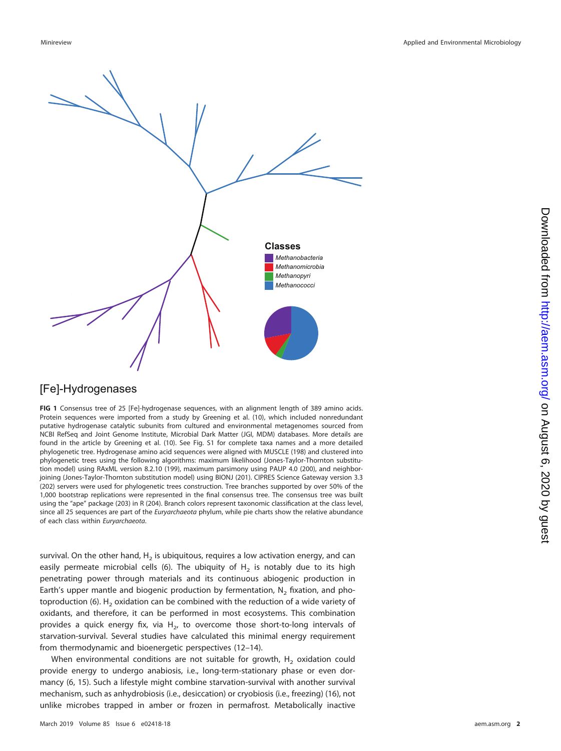Classes

Methanobacteria

Methanomicrobia

Methanopyri

Methanococci

## [Fe]-Hydrogenases

**FIG 1** Consensus tree of 25 [Fe]-hydrogenase sequences, with an alignment length of 389 amino acids. Protein sequences were imported from a study by Greening et al. (10), which included nonredundant putative hydrogenase catalytic subunits from cultured and environmental metagenomes sourced from NCBI RefSeq and Joint Genome Institute, Microbial Dark Matter (JGI, MDM) databases. More details are found in the article by Greening et al. (10). See Fig. S1 for complete taxa names and a more detailed phylogenetic tree. Hydrogenase amino acid sequences were aligned with MUSCLE (198) and clustered into phylogenetic trees using the following algorithms: maximum likelihood (Jones-Taylor-Thornton substitution model) using RAxML version 8.2.10 (199), maximum parsimony using PAUP 4.0 (200), and neighbor-joining (Jones-Taylor-Thornton substitution model) using BIONJ (201). CIPRES Science Gateway version 3.3 (202) servers were used for phylogenetic trees construction. Tree branches supported by over 50% of the 1,000 bootstrap replications were represented in the final consensus tree. The consensus tree was built using the "ape" package (203) in R (204). Branch colors represent taxonomic classification at the class level, since all 25 sequences are part of the *Euryarchaeota* phylum, while pie charts show the relative abundance of each class within *Euryarchaeota*.

survival. On the other hand, $H_2$ is ubiquitous, requires a low activation energy, and can easily permeate microbial cells (6). The ubiquity of $H_2$ is notably due to its high penetrating power through materials and its continuous abiogenic production in Earth's upper mantle and biogenic production by fermentation, $N_2$ fixation, and photoproduction (6). $H_2$ oxidation can be combined with the reduction of a wide variety of oxidants, and therefore, it can be performed in most ecosystems. This combination provides a quick energy fix, via $H_2$, to overcome those short-to-long intervals of starvation-survival. Several studies have calculated this minimal energy requirement from thermodynamic and bioenergetic perspectives (12–14).

When environmental conditions are not suitable for growth, $H_2$ oxidation could provide energy to undergo anabiosis, i.e., long-term-stationary phase or even dormancy (6, 15). Such a lifestyle might combine starvation-survival with another survival mechanism, such as anhydrobiosis (i.e., desiccation) or cryobiosis (i.e., freezing) (16), not unlike microbes trapped in amber or frozen in permafrost. Metabolically inactive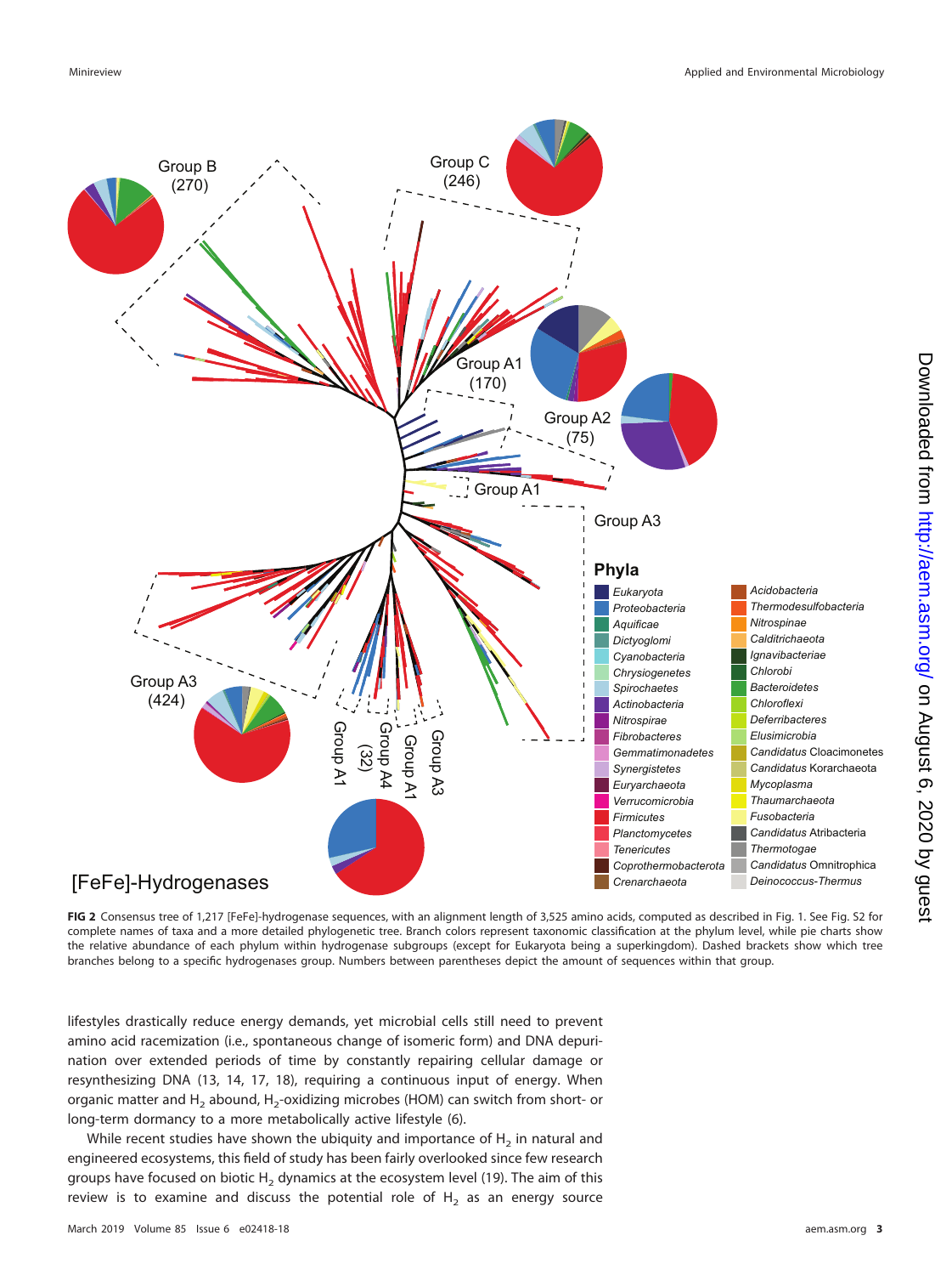[FeFe]-Hydrogenases

Group B
(270)

Group C
(246)

Group A1
(170)

Group A2
(75)

Group A1

Group A3

Group A3
(424)

Group A1

Group A4
(32)

Group A1

Group A3

Phyla

Eukaryota
Proteobacteria
Aquificae
Dictyoglomi
Cyanobacteria
Chrysiogenetes
Spirochaetes
Actinobacteria
Nitrospirae
Fibrobacteres
Gemmatimonadetes
Synergistetes
Euryarchaeota
Verrucomicrobia
Firmicutes
Planctomycetes
Tenericutes
Coprothermobacterota
Crenarchaeota
Acidobacteria
Thermodesulfobacteria
Nitrospinae
Calditrichaeota
Ignavibacteriae
Chlorobi
Bacteroidetes
Chloroflexi
Deferribacteres
Elusimicrobia
Candidatus Cloacimonetes
Candidatus Korarchaeota
Mycoplasma
Thaumarchaeota
Fusobacteria
Candidatus Atribacteria
Thermotogae
Candidatus Omnitrophica
Deinococcus-Thermus

**FIG 2** Consensus tree of 1,217 [FeFe]-hydrogenase sequences, with an alignment length of 3,525 amino acids, computed as described in Fig. 1. See Fig. S2 for complete names of taxa and a more detailed phylogenetic tree. Branch colors represent taxonomic classification at the phylum level, while pie charts show the relative abundance of each phylum within hydrogenase subgroups (except for Eukaryota being a superkingdom). Dashed brackets show which tree branches belong to a specific hydrogenases group. Numbers between parentheses depict the amount of sequences within that group.

lifestyles drastically reduce energy demands, yet microbial cells still need to prevent amino acid racemization (i.e., spontaneous change of isomeric form) and DNA depurination over extended periods of time by constantly repairing cellular damage or resynthesizing DNA (13, 14, 17, 18), requiring a continuous input of energy. When organic matter and $H_2$ abound, $H_2$-oxidizing microbes (HOM) can switch from short- or long-term dormancy to a more metabolically active lifestyle (6).

While recent studies have shown the ubiquity and importance of $H_2$ in natural and engineered ecosystems, this field of study has been fairly overlooked since few research groups have focused on biotic $H_2$ dynamics at the ecosystem level (19). The aim of this review is to examine and discuss the potential role of $H_2$ as an energy source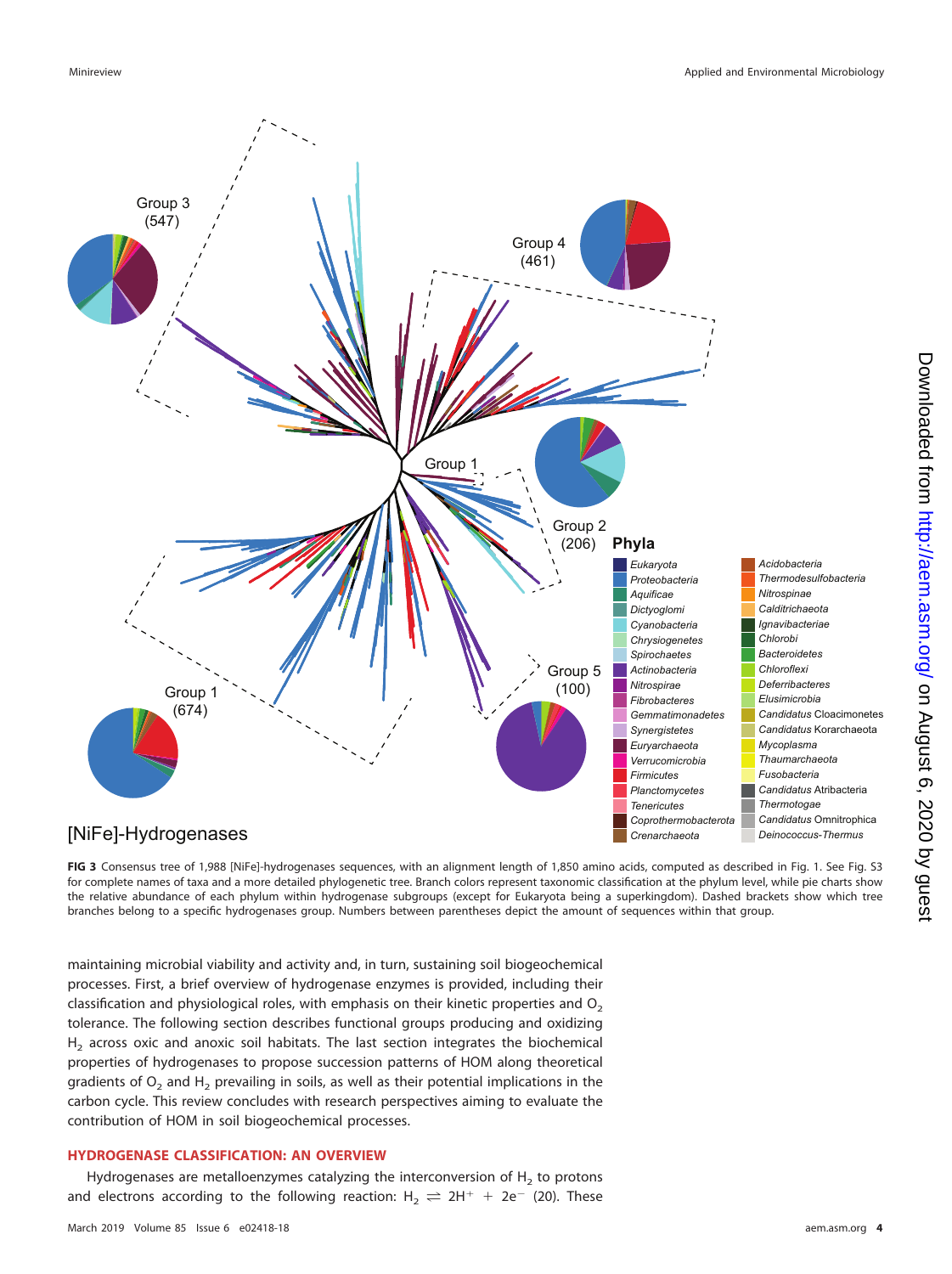Group 3
(547)

Group 4
(461)

Group 1

Group 2
(206)

Group 5
(100)

Group 1
(674)

Phyla

Eukaryota
Proteobacteria
Aquificae
Dictyoglomi
Cyanobacteria
Chrysiogenetes
Spirochaetes
Actinobacteria
Nitrospirae
Fibrobacteres
Gemmatimonadetes
Synergistetes
Euryarchaeota
Verrucomicrobia
Firmicutes
Planctomycetes
Tenericutes
Coprothermobacterota
Crenarchaeota
Acidobacteria
Thermodesulfobacteria
Nitrospinae
Calditrichaeota
Ignavibacteriae
Chlorobi
Bacteroidetes
Chloroflexi
Deferribacteres
Elusimicrobia
Candidatus Cloacimonetes
Candidatus Korarchaeota
Mycoplasma
Thaumarchaeota
Fusobacteria
Candidatus Atribacteria
Thermotogae
Candidatus Omnitrophica
Deinococcus-Thermus

[NiFe]-Hydrogenases

**FIG 3** Consensus tree of 1,988 [NiFe]-hydrogenases sequences, with an alignment length of 1,850 amino acids, computed as described in Fig. 1. See Fig. S3 for complete names of taxa and a more detailed phylogenetic tree. Branch colors represent taxonomic classification at the phylum level, while pie charts show the relative abundance of each phylum within hydrogenase subgroups (except for Eukaryota being a superkingdom). Dashed brackets show which tree branches belong to a specific hydrogenases group. Numbers between parentheses depict the amount of sequences within that group.

maintaining microbial viability and activity and, in turn, sustaining soil biogeochemical processes. First, a brief overview of hydrogenase enzymes is provided, including their classification and physiological roles, with emphasis on their kinetic properties and $O_2$ tolerance. The following section describes functional groups producing and oxidizing $H_2$ across oxic and anoxic soil habitats. The last section integrates the biochemical properties of hydrogenases to propose succession patterns of HOM along theoretical gradients of $O_2$ and $H_2$ prevailing in soils, as well as their potential implications in the carbon cycle. This review concludes with research perspectives aiming to evaluate the contribution of HOM in soil biogeochemical processes.

## HYDROGENASE CLASSIFICATION: AN OVERVIEW

Hydrogenases are metalloenzymes catalyzing the interconversion of $H_2$ to protons and electrons according to the following reaction: $H_2 \rightleftharpoons 2H^+ + 2e^-$ (20). These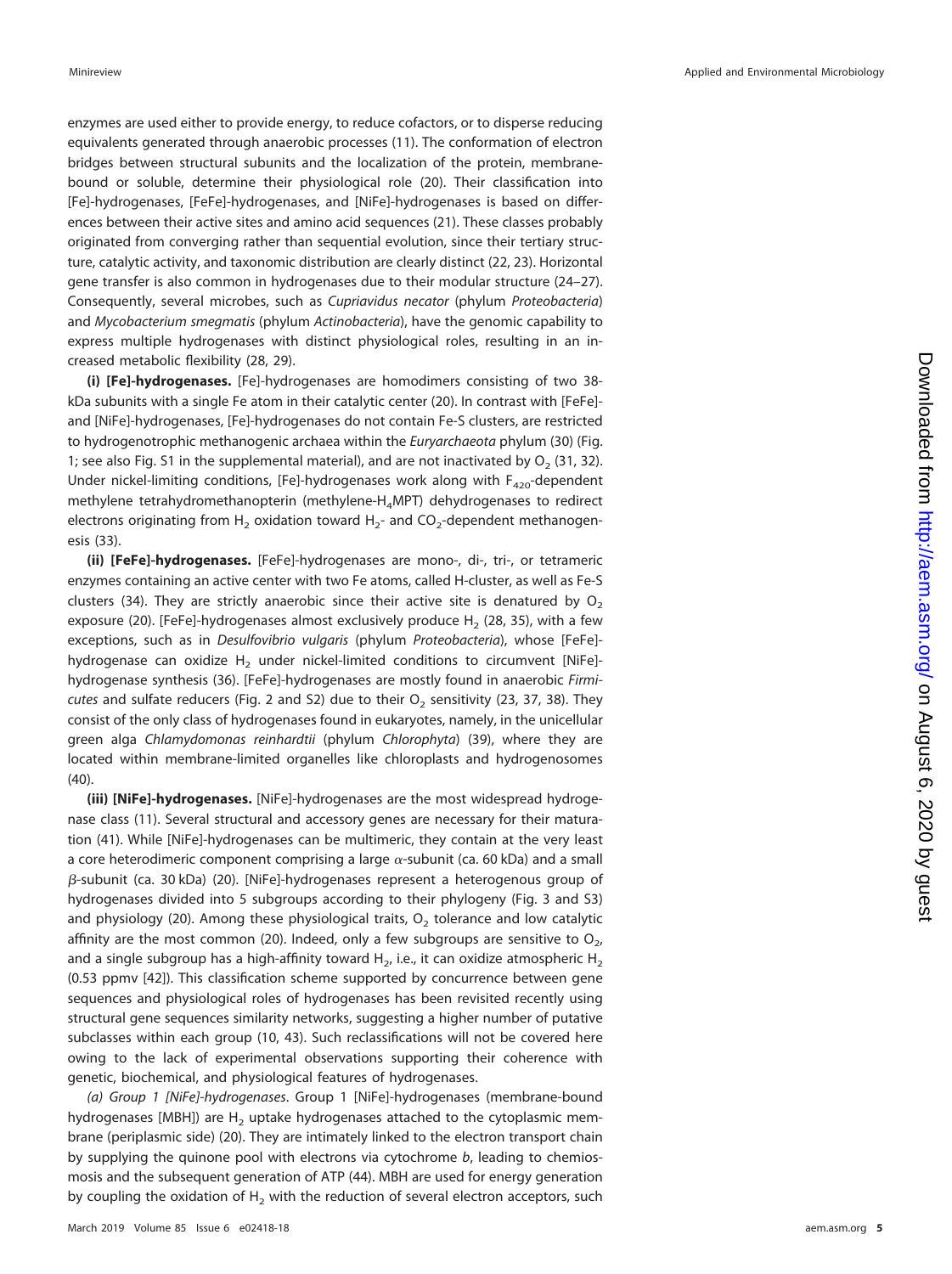enzymes are used either to provide energy, to reduce cofactors, or to disperse reducing equivalents generated through anaerobic processes (11). The conformation of electron bridges between structural subunits and the localization of the protein, membrane-bound or soluble, determine their physiological role (20). Their classification into [Fe]-hydrogenases, [FeFe]-hydrogenases, and [NiFe]-hydrogenases is based on differences between their active sites and amino acid sequences (21). These classes probably originated from converging rather than sequential evolution, since their tertiary structure, catalytic activity, and taxonomic distribution are clearly distinct (22, 23). Horizontal gene transfer is also common in hydrogenases due to their modular structure (24–27). Consequently, several microbes, such as *Cupriavidus necator* (phylum *Proteobacteria*) and *Mycobacterium smegmatis* (phylum *Actinobacteria*), have the genomic capability to express multiple hydrogenases with distinct physiological roles, resulting in an increased metabolic flexibility (28, 29).

**(i) [Fe]-hydrogenases.** [Fe]-hydrogenases are homodimers consisting of two 38-kDa subunits with a single Fe atom in their catalytic center (20). In contrast with [FeFe]- and [NiFe]-hydrogenases, [Fe]-hydrogenases do not contain Fe-S clusters, are restricted to hydrogenotrophic methanogenic archaea within the *Euryarchaeota* phylum (30) (Fig. 1; see also Fig. S1 in the supplemental material), and are not inactivated by $O_2$ (31, 32). Under nickel-limiting conditions, [Fe]-hydrogenases work along with $F_{420}$-dependent methylene tetrahydromethanopterin (methylene-$H_4$MPT) dehydrogenases to redirect electrons originating from $H_2$ oxidation toward $H_2$- and $CO_2$-dependent methanogenesis (33).

**(ii) [FeFe]-hydrogenases.** [FeFe]-hydrogenases are mono-, di-, tri-, or tetrameric enzymes containing an active center with two Fe atoms, called H-cluster, as well as Fe-S clusters (34). They are strictly anaerobic since their active site is denatured by $O_2$ exposure (20). [FeFe]-hydrogenases almost exclusively produce $H_2$ (28, 35), with a few exceptions, such as in *Desulfovibrio vulgaris* (phylum *Proteobacteria*), whose [FeFe]-hydrogenase can oxidize $H_2$ under nickel-limited conditions to circumvent [NiFe]-hydrogenase synthesis (36). [FeFe]-hydrogenases are mostly found in anaerobic *Firmicutes* and sulfate reducers (Fig. 2 and S2) due to their $O_2$ sensitivity (23, 37, 38). They consist of the only class of hydrogenases found in eukaryotes, namely, in the unicellular green alga *Chlamydomonas reinhardtii* (phylum *Chlorophyta*) (39), where they are located within membrane-limited organelles like chloroplasts and hydrogenosomes (40).

**(iii) [NiFe]-hydrogenases.** [NiFe]-hydrogenases are the most widespread hydrogenase class (11). Several structural and accessory genes are necessary for their maturation (41). While [NiFe]-hydrogenases can be multimeric, they contain at the very least a core heterodimeric component comprising a large $\alpha$-subunit (ca. 60 kDa) and a small $\beta$-subunit (ca. 30 kDa) (20). [NiFe]-hydrogenases represent a heterogenous group of hydrogenases divided into 5 subgroups according to their phylogeny (Fig. 3 and S3) and physiology (20). Among these physiological traits, $O_2$ tolerance and low catalytic affinity are the most common (20). Indeed, only a few subgroups are sensitive to $O_2$, and a single subgroup has a high-affinity toward $H_2$, i.e., it can oxidize atmospheric $H_2$ (0.53 ppmv [42]). This classification scheme supported by concurrence between gene sequences and physiological roles of hydrogenases has been revisited recently using structural gene sequences similarity networks, suggesting a higher number of putative subclasses within each group (10, 43). Such reclassifications will not be covered here owing to the lack of experimental observations supporting their coherence with genetic, biochemical, and physiological features of hydrogenases.

*(a) Group 1 [NiFe]-hydrogenases*. Group 1 [NiFe]-hydrogenases (membrane-bound hydrogenases [MBH]) are $H_2$ uptake hydrogenases attached to the cytoplasmic membrane (periplasmic side) (20). They are intimately linked to the electron transport chain by supplying the quinone pool with electrons via cytochrome *b*, leading to chemiosmosis and the subsequent generation of ATP (44). MBH are used for energy generation by coupling the oxidation of $H_2$ with the reduction of several electron acceptors, such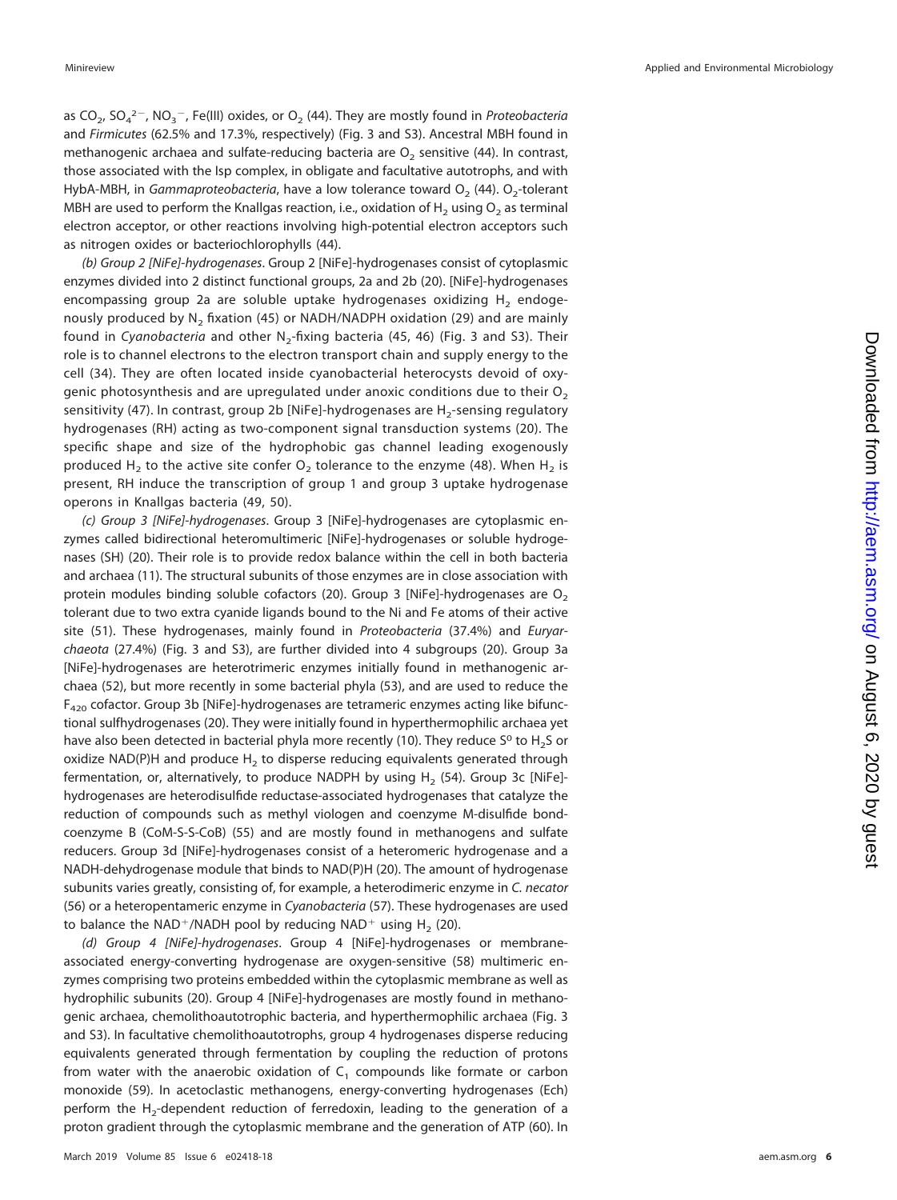as $CO_2$, $SO_4^{2-}$, $NO_3^-$, Fe(III) oxides, or $O_2$ (44). They are mostly found in *Proteobacteria* and *Firmicutes* (62.5% and 17.3%, respectively) (Fig. 3 and S3). Ancestral MBH found in methanogenic archaea and sulfate-reducing bacteria are $O_2$ sensitive (44). In contrast, those associated with the Isp complex, in obligate and facultative autotrophs, and with HybA-MBH, in *Gammaproteobacteria*, have a low tolerance toward $O_2$ (44). $O_2$-tolerant MBH are used to perform the Knallgas reaction, i.e., oxidation of $H_2$ using $O_2$ as terminal electron acceptor, or other reactions involving high-potential electron acceptors such as nitrogen oxides or bacteriochlorophylls (44).

*(b) Group 2 [NiFe]-hydrogenases*. Group 2 [NiFe]-hydrogenases consist of cytoplasmic enzymes divided into 2 distinct functional groups, 2a and 2b (20). [NiFe]-hydrogenases encompassing group 2a are soluble uptake hydrogenases oxidizing $H_2$ endogenously produced by $N_2$ fixation (45) or NADH/NADPH oxidation (29) and are mainly found in *Cyanobacteria* and other $N_2$-fixing bacteria (45, 46) (Fig. 3 and S3). Their role is to channel electrons to the electron transport chain and supply energy to the cell (34). They are often located inside cyanobacterial heterocysts devoid of oxygenic photosynthesis and are upregulated under anoxic conditions due to their $O_2$ sensitivity (47). In contrast, group 2b [NiFe]-hydrogenases are $H_2$-sensing regulatory hydrogenases (RH) acting as two-component signal transduction systems (20). The specific shape and size of the hydrophobic gas channel leading exogenously produced $H_2$ to the active site confer $O_2$ tolerance to the enzyme (48). When $H_2$ is present, RH induce the transcription of group 1 and group 3 uptake hydrogenase operons in Knallgas bacteria (49, 50).

*(c) Group 3 [NiFe]-hydrogenases*. Group 3 [NiFe]-hydrogenases are cytoplasmic enzymes called bidirectional heteromultimeric [NiFe]-hydrogenases or soluble hydrogenases (SH) (20). Their role is to provide redox balance within the cell in both bacteria and archaea (11). The structural subunits of those enzymes are in close association with protein modules binding soluble cofactors (20). Group 3 [NiFe]-hydrogenases are $O_2$ tolerant due to two extra cyanide ligands bound to the Ni and Fe atoms of their active site (51). These hydrogenases, mainly found in *Proteobacteria* (37.4%) and *Euryarchaeota* (27.4%) (Fig. 3 and S3), are further divided into 4 subgroups (20). Group 3a [NiFe]-hydrogenases are heterotrimeric enzymes initially found in methanogenic archaea (52), but more recently in some bacterial phyla (53), and are used to reduce the $F_{420}$ cofactor. Group 3b [NiFe]-hydrogenases are tetrameric enzymes acting like bifunctional sulfhydrogenases (20). They were initially found in hyperthermophilic archaea yet have also been detected in bacterial phyla more recently (10). They reduce $S^0$ to $H_2S$ or oxidize NAD(P)H and produce $H_2$ to disperse reducing equivalents generated through fermentation, or, alternatively, to produce NADPH by using $H_2$ (54). Group 3c [NiFe]-hydrogenases are heterodisulfide reductase-associated hydrogenases that catalyze the reduction of compounds such as methyl viologen and coenzyme M-disulfide bond-coenzyme B (CoM-S-S-CoB) (55) and are mostly found in methanogens and sulfate reducers. Group 3d [NiFe]-hydrogenases consist of a heteromeric hydrogenase and a NADH-dehydrogenase module that binds to NAD(P)H (20). The amount of hydrogenase subunits varies greatly, consisting of, for example, a heterodimeric enzyme in *C. necator* (56) or a heteropentameric enzyme in *Cyanobacteria* (57). These hydrogenases are used to balance the $NAD^+$/NADH pool by reducing $NAD^+$ using $H_2$ (20).

*(d) Group 4 [NiFe]-hydrogenases*. Group 4 [NiFe]-hydrogenases or membrane-associated energy-converting hydrogenase are oxygen-sensitive (58) multimeric enzymes comprising two proteins embedded within the cytoplasmic membrane as well as hydrophilic subunits (20). Group 4 [NiFe]-hydrogenases are mostly found in methanogenic archaea, chemolithoautotrophic bacteria, and hyperthermophilic archaea (Fig. 3 and S3). In facultative chemolithoautotrophs, group 4 hydrogenases disperse reducing equivalents generated through fermentation by coupling the reduction of protons from water with the anaerobic oxidation of $C_1$ compounds like formate or carbon monoxide (59). In acetoclastic methanogens, energy-converting hydrogenases (Ech) perform the $H_2$-dependent reduction of ferredoxin, leading to the generation of a proton gradient through the cytoplasmic membrane and the generation of ATP (60). In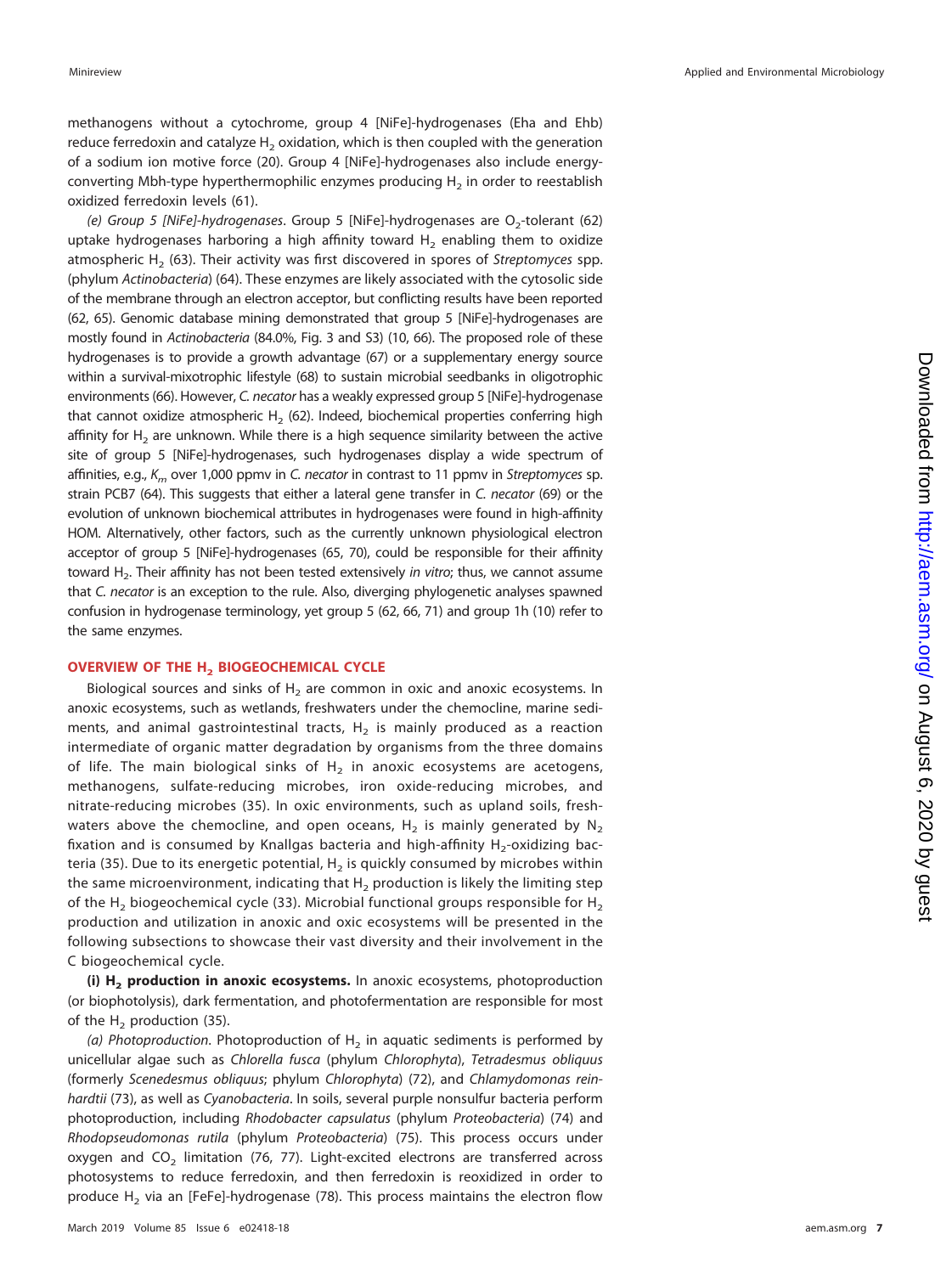methanogens without a cytochrome, group 4 [NiFe]-hydrogenases (Eha and Ehb) reduce ferredoxin and catalyze $H_2$ oxidation, which is then coupled with the generation of a sodium ion motive force (20). Group 4 [NiFe]-hydrogenases also include energy-converting Mbh-type hyperthermophilic enzymes producing $H_2$ in order to reestablish oxidized ferredoxin levels (61).

*(e) Group 5 [NiFe]-hydrogenases.* Group 5 [NiFe]-hydrogenases are $O_2$-tolerant (62) uptake hydrogenases harboring a high affinity toward $H_2$ enabling them to oxidize atmospheric $H_2$ (63). Their activity was first discovered in spores of *Streptomyces* spp. (phylum *Actinobacteria*) (64). These enzymes are likely associated with the cytosolic side of the membrane through an electron acceptor, but conflicting results have been reported (62, 65). Genomic database mining demonstrated that group 5 [NiFe]-hydrogenases are mostly found in *Actinobacteria* (84.0%, Fig. 3 and S3) (10, 66). The proposed role of these hydrogenases is to provide a growth advantage (67) or a supplementary energy source within a survival-mixotrophic lifestyle (68) to sustain microbial seedbanks in oligotrophic environments (66). However, *C. necator* has a weakly expressed group 5 [NiFe]-hydrogenase that cannot oxidize atmospheric $H_2$ (62). Indeed, biochemical properties conferring high affinity for $H_2$ are unknown. While there is a high sequence similarity between the active site of group 5 [NiFe]-hydrogenases, such hydrogenases display a wide spectrum of affinities, e.g., $K_m$ over 1,000 ppmv in *C. necator* in contrast to 11 ppmv in *Streptomyces* sp. strain PCB7 (64). This suggests that either a lateral gene transfer in *C. necator* (69) or the evolution of unknown biochemical attributes in hydrogenases were found in high-affinity HOM. Alternatively, other factors, such as the currently unknown physiological electron acceptor of group 5 [NiFe]-hydrogenases (65, 70), could be responsible for their affinity toward $H_2$. Their affinity has not been tested extensively *in vitro*; thus, we cannot assume that *C. necator* is an exception to the rule. Also, diverging phylogenetic analyses spawned confusion in hydrogenase terminology, yet group 5 (62, 66, 71) and group 1h (10) refer to the same enzymes.

## OVERVIEW OF THE $H_2$ BIOGEOCHEMICAL CYCLE

Biological sources and sinks of $H_2$ are common in oxic and anoxic ecosystems. In anoxic ecosystems, such as wetlands, freshwaters under the chemocline, marine sediments, and animal gastrointestinal tracts, $H_2$ is mainly produced as a reaction intermediate of organic matter degradation by organisms from the three domains of life. The main biological sinks of $H_2$ in anoxic ecosystems are acetogens, methanogens, sulfate-reducing microbes, iron oxide-reducing microbes, and nitrate-reducing microbes (35). In oxic environments, such as upland soils, freshwaters above the chemocline, and open oceans, $H_2$ is mainly generated by $N_2$ fixation and is consumed by Knallgas bacteria and high-affinity $H_2$-oxidizing bacteria (35). Due to its energetic potential, $H_2$ is quickly consumed by microbes within the same microenvironment, indicating that $H_2$ production is likely the limiting step of the $H_2$ biogeochemical cycle (33). Microbial functional groups responsible for $H_2$ production and utilization in anoxic and oxic ecosystems will be presented in the following subsections to showcase their vast diversity and their involvement in the C biogeochemical cycle.

**(i) $H_2$ production in anoxic ecosystems.** In anoxic ecosystems, photoproduction (or biophotolysis), dark fermentation, and photofermentation are responsible for most of the $H_2$ production (35).

*(a) Photoproduction.* Photoproduction of $H_2$ in aquatic sediments is performed by unicellular algae such as *Chlorella fusca* (phylum *Chlorophyta*), *Tetradesmus obliquus* (formerly *Scenedesmus obliquus*; phylum *Chlorophyta*) (72), and *Chlamydomonas reinhardtii* (73), as well as *Cyanobacteria*. In soils, several purple nonsulfur bacteria perform photoproduction, including *Rhodobacter capsulatus* (phylum *Proteobacteria*) (74) and *Rhodopseudomonas rutila* (phylum *Proteobacteria*) (75). This process occurs under oxygen and $CO_2$ limitation (76, 77). Light-excited electrons are transferred across photosystems to reduce ferredoxin, and then ferredoxin is reoxidized in order to produce $H_2$ via an [FeFe]-hydrogenase (78). This process maintains the electron flow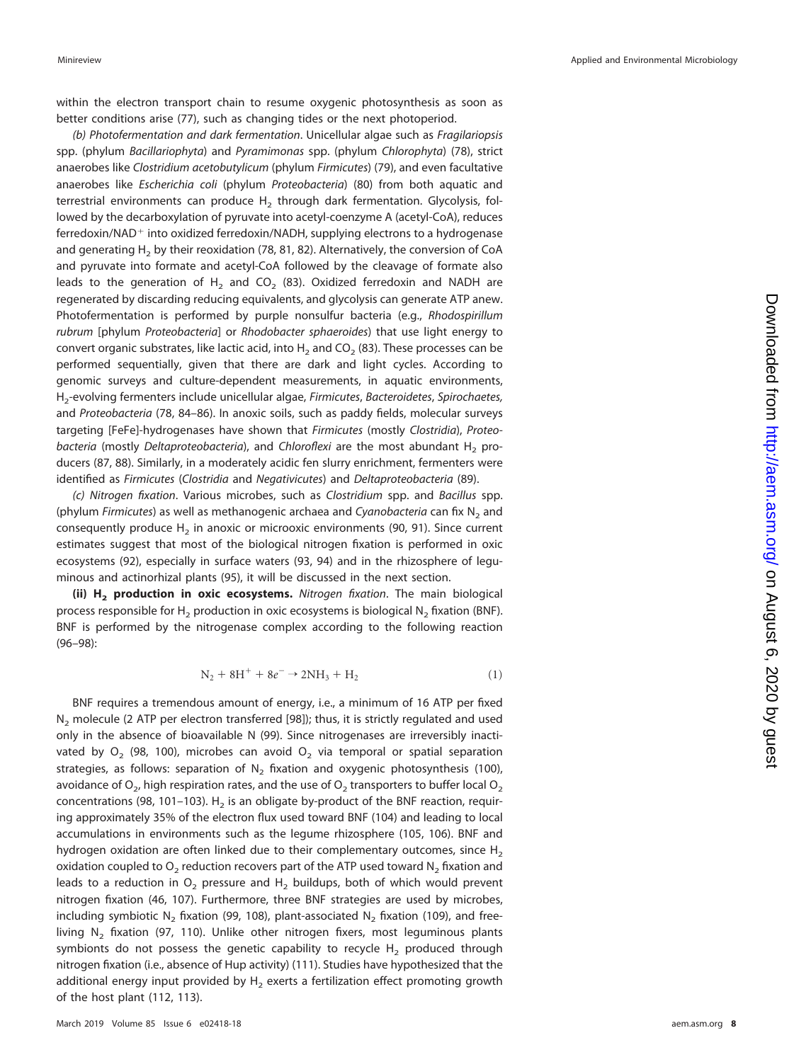within the electron transport chain to resume oxygenic photosynthesis as soon as better conditions arise (77), such as changing tides or the next photoperiod.

*(b) Photofermentation and dark fermentation*. Unicellular algae such as *Fragilariopsis* spp. (phylum *Bacillariophyta*) and *Pyramimonas* spp. (phylum *Chlorophyta*) (78), strict anaerobes like *Clostridium acetobutylicum* (phylum *Firmicutes*) (79), and even facultative anaerobes like *Escherichia coli* (phylum *Proteobacteria*) (80) from both aquatic and terrestrial environments can produce $H_2$ through dark fermentation. Glycolysis, followed by the decarboxylation of pyruvate into acetyl-coenzyme A (acetyl-CoA), reduces ferredoxin/$NAD^+$ into oxidized ferredoxin/NADH, supplying electrons to a hydrogenase and generating $H_2$ by their reoxidation (78, 81, 82). Alternatively, the conversion of CoA and pyruvate into formate and acetyl-CoA followed by the cleavage of formate also leads to the generation of $H_2$ and $CO_2$ (83). Oxidized ferredoxin and NADH are regenerated by discarding reducing equivalents, and glycolysis can generate ATP anew. Photofermentation is performed by purple nonsulfur bacteria (e.g., *Rhodospirillum rubrum* [phylum *Proteobacteria*] or *Rhodobacter sphaeroides*) that use light energy to convert organic substrates, like lactic acid, into $H_2$ and $CO_2$ (83). These processes can be performed sequentially, given that there are dark and light cycles. According to genomic surveys and culture-dependent measurements, in aquatic environments, $H_2$-evolving fermenters include unicellular algae, *Firmicutes*, *Bacteroidetes*, *Spirochaetes,* and *Proteobacteria* (78, 84–86). In anoxic soils, such as paddy fields, molecular surveys targeting [FeFe]-hydrogenases have shown that *Firmicutes* (mostly *Clostridia*), *Proteobacteria* (mostly *Deltaproteobacteria*), and *Chloroflexi* are the most abundant $H_2$ producers (87, 88). Similarly, in a moderately acidic fen slurry enrichment, fermenters were identified as *Firmicutes* (*Clostridia* and *Negativicutes*) and *Deltaproteobacteria* (89).

*(c) Nitrogen fixation*. Various microbes, such as *Clostridium* spp. and *Bacillus* spp. (phylum *Firmicutes*) as well as methanogenic archaea and *Cyanobacteria* can fix $N_2$ and consequently produce $H_2$ in anoxic or microoxic environments (90, 91). Since current estimates suggest that most of the biological nitrogen fixation is performed in oxic ecosystems (92), especially in surface waters (93, 94) and in the rhizosphere of leguminous and actinorhizal plants (95), it will be discussed in the next section.

**(ii) $H_2$ production in oxic ecosystems.** *Nitrogen fixation*. The main biological process responsible for $H_2$ production in oxic ecosystems is biological $N_2$ fixation (BNF). BNF is performed by the nitrogenase complex according to the following reaction (96–98):

$$N_2 + 8H^+ + 8e^- \rightarrow 2NH_3 + H_2 \qquad (1)$$

BNF requires a tremendous amount of energy, i.e., a minimum of 16 ATP per fixed $N_2$ molecule (2 ATP per electron transferred [98]); thus, it is strictly regulated and used only in the absence of bioavailable N (99). Since nitrogenases are irreversibly inactivated by $O_2$ (98, 100), microbes can avoid $O_2$ via temporal or spatial separation strategies, as follows: separation of $N_2$ fixation and oxygenic photosynthesis (100), avoidance of $O_2$, high respiration rates, and the use of $O_2$ transporters to buffer local $O_2$ concentrations (98, 101–103). $H_2$ is an obligate by-product of the BNF reaction, requiring approximately 35% of the electron flux used toward BNF (104) and leading to local accumulations in environments such as the legume rhizosphere (105, 106). BNF and hydrogen oxidation are often linked due to their complementary outcomes, since $H_2$ oxidation coupled to $O_2$ reduction recovers part of the ATP used toward $N_2$ fixation and leads to a reduction in $O_2$ pressure and $H_2$ buildups, both of which would prevent nitrogen fixation (46, 107). Furthermore, three BNF strategies are used by microbes, including symbiotic $N_2$ fixation (99, 108), plant-associated $N_2$ fixation (109), and free-living $N_2$ fixation (97, 110). Unlike other nitrogen fixers, most leguminous plants symbionts do not possess the genetic capability to recycle $H_2$ produced through nitrogen fixation (i.e., absence of Hup activity) (111). Studies have hypothesized that the additional energy input provided by $H_2$ exerts a fertilization effect promoting growth of the host plant (112, 113).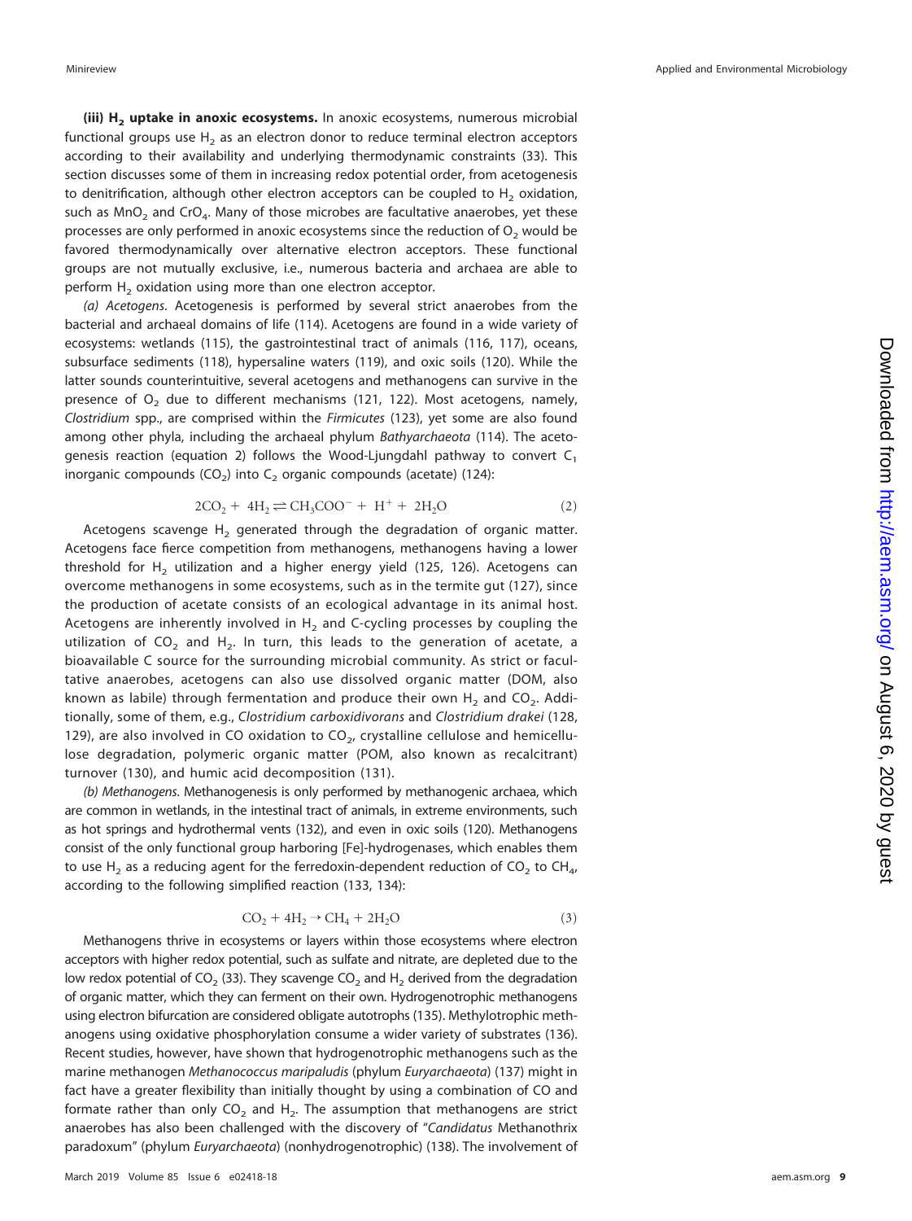**(iii) $H_2$ uptake in anoxic ecosystems.** In anoxic ecosystems, numerous microbial functional groups use $H_2$ as an electron donor to reduce terminal electron acceptors according to their availability and underlying thermodynamic constraints (33). This section discusses some of them in increasing redox potential order, from acetogenesis to denitrification, although other electron acceptors can be coupled to $H_2$ oxidation, such as $MnO_2$ and $CrO_4$. Many of those microbes are facultative anaerobes, yet these processes are only performed in anoxic ecosystems since the reduction of $O_2$ would be favored thermodynamically over alternative electron acceptors. These functional groups are not mutually exclusive, i.e., numerous bacteria and archaea are able to perform $H_2$ oxidation using more than one electron acceptor.

*(a) Acetogens*. Acetogenesis is performed by several strict anaerobes from the bacterial and archaeal domains of life (114). Acetogens are found in a wide variety of ecosystems: wetlands (115), the gastrointestinal tract of animals (116, 117), oceans, subsurface sediments (118), hypersaline waters (119), and oxic soils (120). While the latter sounds counterintuitive, several acetogens and methanogens can survive in the presence of $O_2$ due to different mechanisms (121, 122). Most acetogens, namely, *Clostridium* spp., are comprised within the *Firmicutes* (123), yet some are also found among other phyla, including the archaeal phylum *Bathyarchaeota* (114). The acetogenesis reaction (equation 2) follows the Wood-Ljungdahl pathway to convert $C_1$ inorganic compounds ($CO_2$) into $C_2$ organic compounds (acetate) (124):

$$2CO_2 + 4H_2 \rightleftharpoons CH_3COO^- + H^+ + 2H_2O \tag{2}$$

Acetogens scavenge $H_2$ generated through the degradation of organic matter. Acetogens face fierce competition from methanogens, methanogens having a lower threshold for $H_2$ utilization and a higher energy yield (125, 126). Acetogens can overcome methanogens in some ecosystems, such as in the termite gut (127), since the production of acetate consists of an ecological advantage in its animal host. Acetogens are inherently involved in $H_2$ and C-cycling processes by coupling the utilization of $CO_2$ and $H_2$. In turn, this leads to the generation of acetate, a bioavailable C source for the surrounding microbial community. As strict or facultative anaerobes, acetogens can also use dissolved organic matter (DOM, also known as labile) through fermentation and produce their own $H_2$ and $CO_2$. Additionally, some of them, e.g., *Clostridium carboxidivorans* and *Clostridium drakei* (128, 129), are also involved in CO oxidation to $CO_2$, crystalline cellulose and hemicellulose degradation, polymeric organic matter (POM, also known as recalcitrant) turnover (130), and humic acid decomposition (131).

*(b) Methanogens*. Methanogenesis is only performed by methanogenic archaea, which are common in wetlands, in the intestinal tract of animals, in extreme environments, such as hot springs and hydrothermal vents (132), and even in oxic soils (120). Methanogens consist of the only functional group harboring [Fe]-hydrogenases, which enables them to use $H_2$ as a reducing agent for the ferredoxin-dependent reduction of $CO_2$ to $CH_4$, according to the following simplified reaction (133, 134):

$$CO_2 + 4H_2 \rightarrow CH_4 + 2H_2O \tag{3}$$

Methanogens thrive in ecosystems or layers within those ecosystems where electron acceptors with higher redox potential, such as sulfate and nitrate, are depleted due to the low redox potential of $CO_2$ (33). They scavenge $CO_2$ and $H_2$ derived from the degradation of organic matter, which they can ferment on their own. Hydrogenotrophic methanogens using electron bifurcation are considered obligate autotrophs (135). Methylotrophic methanogens using oxidative phosphorylation consume a wider variety of substrates (136). Recent studies, however, have shown that hydrogenotrophic methanogens such as the marine methanogen *Methanococcus maripaludis* (phylum *Euryarchaeota*) (137) might in fact have a greater flexibility than initially thought by using a combination of CO and formate rather than only $CO_2$ and $H_2$. The assumption that methanogens are strict anaerobes has also been challenged with the discovery of "*Candidatus* Methanothrix paradoxum" (phylum *Euryarchaeota*) (nonhydrogenotrophic) (138). The involvement of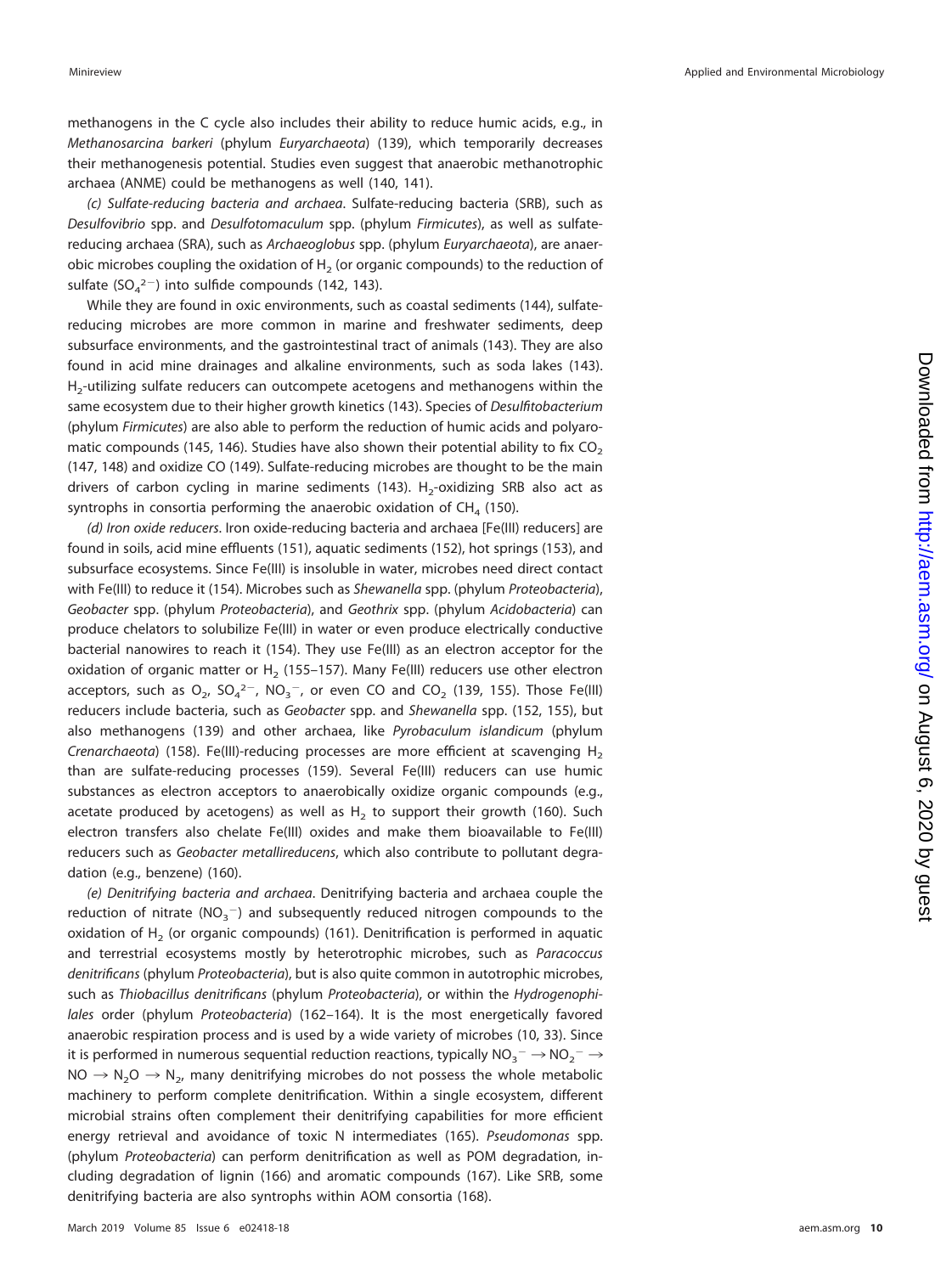methanogens in the C cycle also includes their ability to reduce humic acids, e.g., in *Methanosarcina barkeri* (phylum *Euryarchaeota*) (139), which temporarily decreases their methanogenesis potential. Studies even suggest that anaerobic methanotrophic archaea (ANME) could be methanogens as well (140, 141).

*(c) Sulfate-reducing bacteria and archaea*. Sulfate-reducing bacteria (SRB), such as *Desulfovibrio* spp. and *Desulfotomaculum* spp. (phylum *Firmicutes*), as well as sulfate-reducing archaea (SRA), such as *Archaeoglobus* spp. (phylum *Euryarchaeota*), are anaerobic microbes coupling the oxidation of $H_2$ (or organic compounds) to the reduction of sulfate ($SO_4^{2-}$) into sulfide compounds (142, 143).

While they are found in oxic environments, such as coastal sediments (144), sulfate-reducing microbes are more common in marine and freshwater sediments, deep subsurface environments, and the gastrointestinal tract of animals (143). They are also found in acid mine drainages and alkaline environments, such as soda lakes (143). $H_2$-utilizing sulfate reducers can outcompete acetogens and methanogens within the same ecosystem due to their higher growth kinetics (143). Species of *Desulfitobacterium* (phylum *Firmicutes*) are also able to perform the reduction of humic acids and polyaromatic compounds (145, 146). Studies have also shown their potential ability to fix $CO_2$ (147, 148) and oxidize CO (149). Sulfate-reducing microbes are thought to be the main drivers of carbon cycling in marine sediments (143). $H_2$-oxidizing SRB also act as syntrophs in consortia performing the anaerobic oxidation of $CH_4$ (150).

*(d) Iron oxide reducers*. Iron oxide-reducing bacteria and archaea [Fe(III) reducers] are found in soils, acid mine effluents (151), aquatic sediments (152), hot springs (153), and subsurface ecosystems. Since Fe(III) is insoluble in water, microbes need direct contact with Fe(III) to reduce it (154). Microbes such as *Shewanella* spp. (phylum *Proteobacteria*), *Geobacter* spp. (phylum *Proteobacteria*), and *Geothrix* spp. (phylum *Acidobacteria*) can produce chelators to solubilize Fe(III) in water or even produce electrically conductive bacterial nanowires to reach it (154). They use Fe(III) as an electron acceptor for the oxidation of organic matter or $H_2$ (155–157). Many Fe(III) reducers use other electron acceptors, such as $O_2$, $SO_4^{2-}$, $NO_3^-$, or even CO and $CO_2$ (139, 155). Those Fe(III) reducers include bacteria, such as *Geobacter* spp. and *Shewanella* spp. (152, 155), but also methanogens (139) and other archaea, like *Pyrobaculum islandicum* (phylum *Crenarchaeota*) (158). Fe(III)-reducing processes are more efficient at scavenging $H_2$ than are sulfate-reducing processes (159). Several Fe(III) reducers can use humic substances as electron acceptors to anaerobically oxidize organic compounds (e.g., acetate produced by acetogens) as well as $H_2$ to support their growth (160). Such electron transfers also chelate Fe(III) oxides and make them bioavailable to Fe(III) reducers such as *Geobacter metallireducens*, which also contribute to pollutant degradation (e.g., benzene) (160).

*(e) Denitrifying bacteria and archaea*. Denitrifying bacteria and archaea couple the reduction of nitrate ($NO_3^-$) and subsequently reduced nitrogen compounds to the oxidation of $H_2$ (or organic compounds) (161). Denitrification is performed in aquatic and terrestrial ecosystems mostly by heterotrophic microbes, such as *Paracoccus denitrificans* (phylum *Proteobacteria*), but is also quite common in autotrophic microbes, such as *Thiobacillus denitrificans* (phylum *Proteobacteria*), or within the *Hydrogenophilales* order (phylum *Proteobacteria*) (162–164). It is the most energetically favored anaerobic respiration process and is used by a wide variety of microbes (10, 33). Since it is performed in numerous sequential reduction reactions, typically $NO_3^- \rightarrow NO_2^- \rightarrow NO \rightarrow N_2O \rightarrow N_2$, many denitrifying microbes do not possess the whole metabolic machinery to perform complete denitrification. Within a single ecosystem, different microbial strains often complement their denitrifying capabilities for more efficient energy retrieval and avoidance of toxic N intermediates (165). *Pseudomonas* spp. (phylum *Proteobacteria*) can perform denitrification as well as POM degradation, including degradation of lignin (166) and aromatic compounds (167). Like SRB, some denitrifying bacteria are also syntrophs within AOM consortia (168).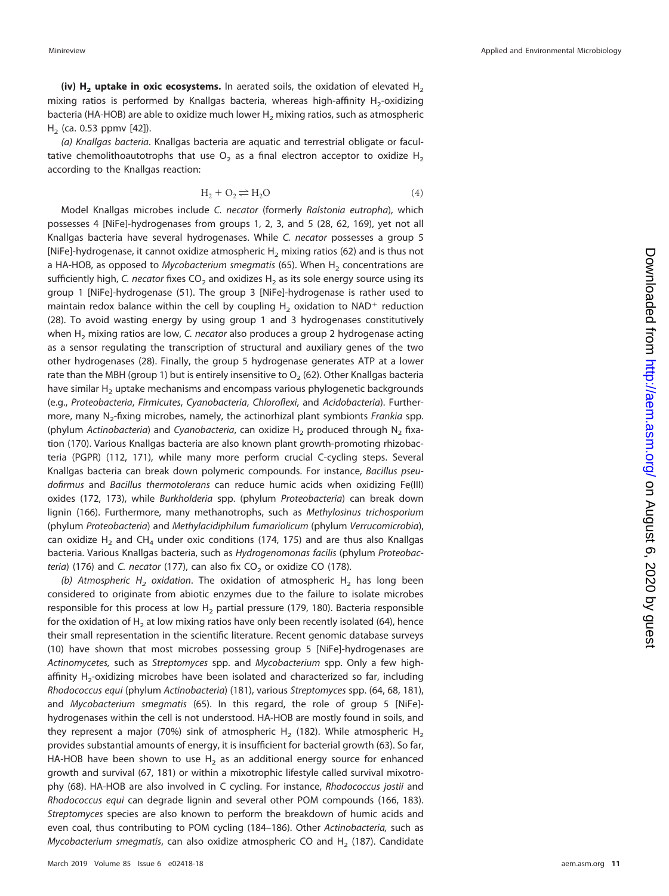**(iv) $H_2$ uptake in oxic ecosystems.** In aerated soils, the oxidation of elevated $H_2$ mixing ratios is performed by Knallgas bacteria, whereas high-affinity $H_2$-oxidizing bacteria (HA-HOB) are able to oxidize much lower $H_2$ mixing ratios, such as atmospheric $H_2$ (ca. 0.53 ppmv [42]).

*(a) Knallgas bacteria*. Knallgas bacteria are aquatic and terrestrial obligate or facultative chemolithoautotrophs that use $O_2$ as a final electron acceptor to oxidize $H_2$ according to the Knallgas reaction:

$$H_2 + O_2 \rightleftharpoons H_2O \tag{4}$$

Model Knallgas microbes include *C. necator* (formerly *Ralstonia eutropha*), which possesses 4 [NiFe]-hydrogenases from groups 1, 2, 3, and 5 (28, 62, 169), yet not all Knallgas bacteria have several hydrogenases. While *C. necator* possesses a group 5 [NiFe]-hydrogenase, it cannot oxidize atmospheric $H_2$ mixing ratios (62) and is thus not a HA-HOB, as opposed to *Mycobacterium smegmatis* (65). When $H_2$ concentrations are sufficiently high, *C. necator* fixes $CO_2$ and oxidizes $H_2$ as its sole energy source using its group 1 [NiFe]-hydrogenase (51). The group 3 [NiFe]-hydrogenase is rather used to maintain redox balance within the cell by coupling $H_2$ oxidation to $NAD^+$ reduction (28). To avoid wasting energy by using group 1 and 3 hydrogenases constitutively when $H_2$ mixing ratios are low, *C. necator* also produces a group 2 hydrogenase acting as a sensor regulating the transcription of structural and auxiliary genes of the two other hydrogenases (28). Finally, the group 5 hydrogenase generates ATP at a lower rate than the MBH (group 1) but is entirely insensitive to $O_2$ (62). Other Knallgas bacteria have similar $H_2$ uptake mechanisms and encompass various phylogenetic backgrounds (e.g., *Proteobacteria*, *Firmicutes*, *Cyanobacteria*, *Chloroflexi*, and *Acidobacteria*). Furthermore, many $N_2$-fixing microbes, namely, the actinorhizal plant symbionts *Frankia* spp. (phylum *Actinobacteria*) and *Cyanobacteria*, can oxidize $H_2$ produced through $N_2$ fixation (170). Various Knallgas bacteria are also known plant growth-promoting rhizobacteria (PGPR) (112, 171), while many more perform crucial C-cycling steps. Several Knallgas bacteria can break down polymeric compounds. For instance, *Bacillus pseudofirmus* and *Bacillus thermotolerans* can reduce humic acids when oxidizing Fe(III) oxides (172, 173), while *Burkholderia* spp. (phylum *Proteobacteria*) can break down lignin (166). Furthermore, many methanotrophs, such as *Methylosinus trichosporium* (phylum *Proteobacteria*) and *Methylacidiphilum fumariolicum* (phylum *Verrucomicrobia*), can oxidize $H_2$ and $CH_4$ under oxic conditions (174, 175) and are thus also Knallgas bacteria. Various Knallgas bacteria, such as *Hydrogenomonas facilis* (phylum *Proteobacteria*) (176) and *C. necator* (177), can also fix $CO_2$ or oxidize CO (178).

*(b) Atmospheric $H_2$ oxidation*. The oxidation of atmospheric $H_2$ has long been considered to originate from abiotic enzymes due to the failure to isolate microbes responsible for this process at low $H_2$ partial pressure (179, 180). Bacteria responsible for the oxidation of $H_2$ at low mixing ratios have only been recently isolated (64), hence their small representation in the scientific literature. Recent genomic database surveys (10) have shown that most microbes possessing group 5 [NiFe]-hydrogenases are *Actinomycetes,* such as *Streptomyces* spp. and *Mycobacterium* spp. Only a few high-affinity $H_2$-oxidizing microbes have been isolated and characterized so far, including *Rhodococcus equi* (phylum *Actinobacteria*) (181), various *Streptomyces* spp. (64, 68, 181), and *Mycobacterium smegmatis* (65). In this regard, the role of group 5 [NiFe]-hydrogenases within the cell is not understood. HA-HOB are mostly found in soils, and they represent a major (70%) sink of atmospheric $H_2$ (182). While atmospheric $H_2$ provides substantial amounts of energy, it is insufficient for bacterial growth (63). So far, HA-HOB have been shown to use $H_2$ as an additional energy source for enhanced growth and survival (67, 181) or within a mixotrophic lifestyle called survival mixotrophy (68). HA-HOB are also involved in C cycling. For instance, *Rhodococcus jostii* and *Rhodococcus equi* can degrade lignin and several other POM compounds (166, 183). *Streptomyces* species are also known to perform the breakdown of humic acids and even coal, thus contributing to POM cycling (184–186). Other *Actinobacteria,* such as *Mycobacterium smegmatis*, can also oxidize atmospheric CO and $H_2$ (187). Candidate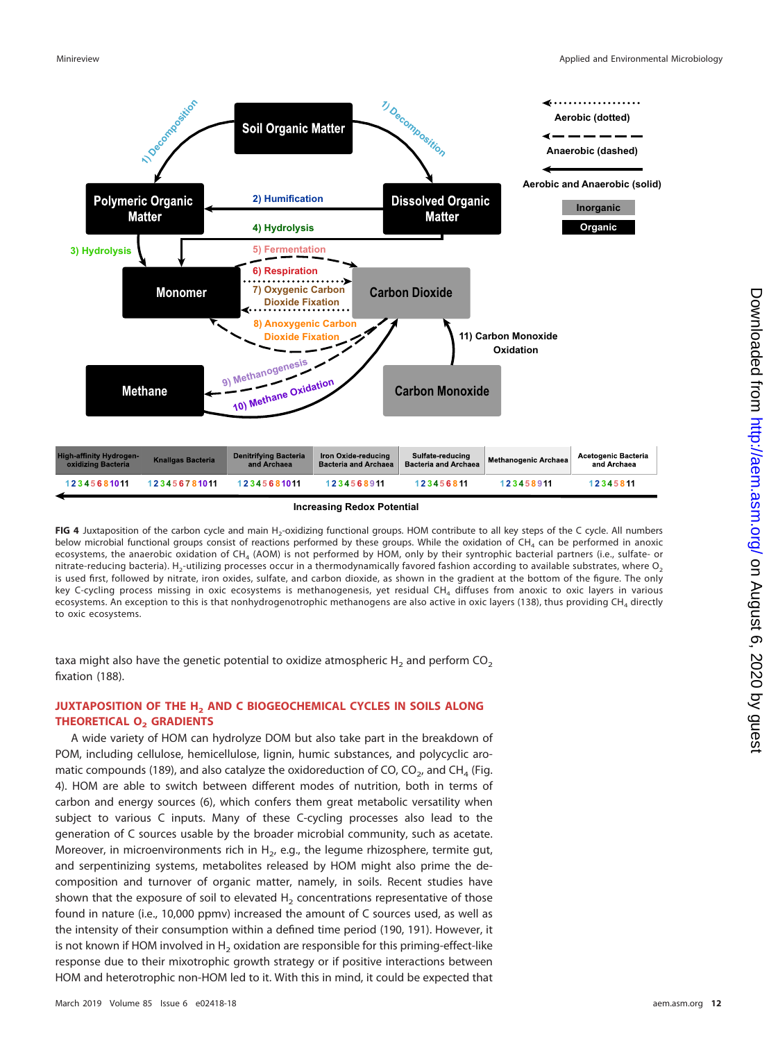Soil Organic Matter

1) Decomposition

1) Decomposition

Polymeric Organic Matter

2) Humification

Dissolved Organic Matter

4) Hydrolysis

3) Hydrolysis

5) Fermentation

6) Respiration

7) Oxygenic Carbon Dioxide Fixation

Monomer

Carbon Dioxide

8) Anoxygenic Carbon Dioxide Fixation

11) Carbon Monoxide Oxidation

9) Methanogenesis

Methane

10) Methane Oxidation

Carbon Monoxide

Aerobic (dotted)

Anaerobic (dashed)

Aerobic and Anaerobic (solid)

Inorganic

Organic

High-affinity Hydrogen-oxidizing Bacteria — 1 2 3 4 5 6 8 10 11

Knallgas Bacteria — 1 2 3 4 5 6 7 8 10 11

Denitrifying Bacteria and Archaea — 1 2 3 4 5 6 8 10 11

Iron Oxide-reducing Bacteria and Archaea — 1 2 3 4 5 6 8 9 11

Sulfate-reducing Bacteria and Archaea — 1 2 3 4 5 6 8 11

Methanogenic Archaea — 1 2 3 4 5 8 9 11

Acetogenic Bacteria and Archaea — 1 2 3 4 5 8 11

Increasing Redox Potential

**FIG 4** Juxtaposition of the carbon cycle and main $H_2$-oxidizing functional groups. HOM contribute to all key steps of the C cycle. All numbers below microbial functional groups consist of reactions performed by these groups. While the oxidation of $CH_4$ can be performed in anoxic ecosystems, the anaerobic oxidation of $CH_4$ (AOM) is not performed by HOM, only by their syntrophic bacterial partners (i.e., sulfate- or nitrate-reducing bacteria). $H_2$-utilizing processes occur in a thermodynamically favored fashion according to available substrates, where $O_2$ is used first, followed by nitrate, iron oxides, sulfate, and carbon dioxide, as shown in the gradient at the bottom of the figure. The only key C-cycling process missing in oxic ecosystems is methanogenesis, yet residual $CH_4$ diffuses from anoxic to oxic layers in various ecosystems. An exception to this is that nonhydrogenotrophic methanogens are also active in oxic layers (138), thus providing $CH_4$ directly to oxic ecosystems.

taxa might also have the genetic potential to oxidize atmospheric $H_2$ and perform $CO_2$ fixation (188).

## JUXTAPOSITION OF THE $H_2$ AND C BIOGEOCHEMICAL CYCLES IN SOILS ALONG THEORETICAL $O_2$ GRADIENTS

A wide variety of HOM can hydrolyze DOM but also take part in the breakdown of POM, including cellulose, hemicellulose, lignin, humic substances, and polycyclic aromatic compounds (189), and also catalyze the oxidoreduction of CO, $CO_2$, and $CH_4$ (Fig. 4). HOM are able to switch between different modes of nutrition, both in terms of carbon and energy sources (6), which confers them great metabolic versatility when subject to various C inputs. Many of these C-cycling processes also lead to the generation of C sources usable by the broader microbial community, such as acetate. Moreover, in microenvironments rich in $H_2$, e.g., the legume rhizosphere, termite gut, and serpentinizing systems, metabolites released by HOM might also prime the decomposition and turnover of organic matter, namely, in soils. Recent studies have shown that the exposure of soil to elevated $H_2$ concentrations representative of those found in nature (i.e., 10,000 ppmv) increased the amount of C sources used, as well as the intensity of their consumption within a defined time period (190, 191). However, it is not known if HOM involved in $H_2$ oxidation are responsible for this priming-effect-like response due to their mixotrophic growth strategy or if positive interactions between HOM and heterotrophic non-HOM led to it. With this in mind, it could be expected that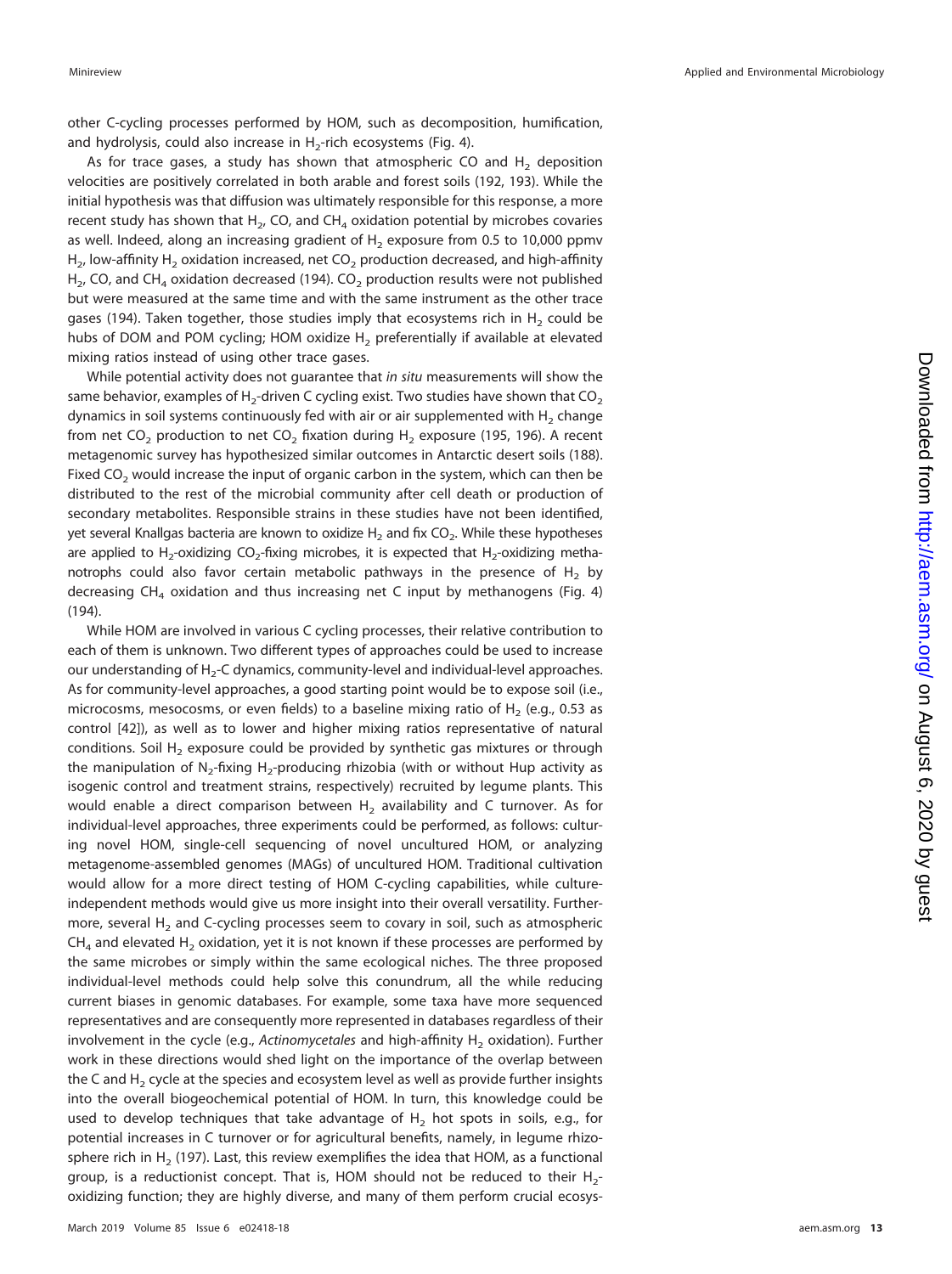other C-cycling processes performed by HOM, such as decomposition, humification, and hydrolysis, could also increase in $H_2$-rich ecosystems (Fig. 4).

As for trace gases, a study has shown that atmospheric CO and $H_2$ deposition velocities are positively correlated in both arable and forest soils (192, 193). While the initial hypothesis was that diffusion was ultimately responsible for this response, a more recent study has shown that $H_2$, CO, and $CH_4$ oxidation potential by microbes covaries as well. Indeed, along an increasing gradient of $H_2$ exposure from 0.5 to 10,000 ppmv $H_2$, low-affinity $H_2$ oxidation increased, net $CO_2$ production decreased, and high-affinity $H_2$, CO, and $CH_4$ oxidation decreased (194). $CO_2$ production results were not published but were measured at the same time and with the same instrument as the other trace gases (194). Taken together, those studies imply that ecosystems rich in $H_2$ could be hubs of DOM and POM cycling; HOM oxidize $H_2$ preferentially if available at elevated mixing ratios instead of using other trace gases.

While potential activity does not guarantee that *in situ* measurements will show the same behavior, examples of $H_2$-driven C cycling exist. Two studies have shown that $CO_2$ dynamics in soil systems continuously fed with air or air supplemented with $H_2$ change from net $CO_2$ production to net $CO_2$ fixation during $H_2$ exposure (195, 196). A recent metagenomic survey has hypothesized similar outcomes in Antarctic desert soils (188). Fixed $CO_2$ would increase the input of organic carbon in the system, which can then be distributed to the rest of the microbial community after cell death or production of secondary metabolites. Responsible strains in these studies have not been identified, yet several Knallgas bacteria are known to oxidize $H_2$ and fix $CO_2$. While these hypotheses are applied to $H_2$-oxidizing $CO_2$-fixing microbes, it is expected that $H_2$-oxidizing methanotrophs could also favor certain metabolic pathways in the presence of $H_2$ by decreasing $CH_4$ oxidation and thus increasing net C input by methanogens (Fig. 4) (194).

While HOM are involved in various C cycling processes, their relative contribution to each of them is unknown. Two different types of approaches could be used to increase our understanding of $H_2$-C dynamics, community-level and individual-level approaches. As for community-level approaches, a good starting point would be to expose soil (i.e., microcosms, mesocosms, or even fields) to a baseline mixing ratio of $H_2$ (e.g., 0.53 as control [42]), as well as to lower and higher mixing ratios representative of natural conditions. Soil $H_2$ exposure could be provided by synthetic gas mixtures or through the manipulation of $N_2$-fixing $H_2$-producing rhizobia (with or without Hup activity as isogenic control and treatment strains, respectively) recruited by legume plants. This would enable a direct comparison between $H_2$ availability and C turnover. As for individual-level approaches, three experiments could be performed, as follows: culturing novel HOM, single-cell sequencing of novel uncultured HOM, or analyzing metagenome-assembled genomes (MAGs) of uncultured HOM. Traditional cultivation would allow for a more direct testing of HOM C-cycling capabilities, while culture-independent methods would give us more insight into their overall versatility. Furthermore, several $H_2$ and C-cycling processes seem to covary in soil, such as atmospheric $CH_4$ and elevated $H_2$ oxidation, yet it is not known if these processes are performed by the same microbes or simply within the same ecological niches. The three proposed individual-level methods could help solve this conundrum, all the while reducing current biases in genomic databases. For example, some taxa have more sequenced representatives and are consequently more represented in databases regardless of their involvement in the cycle (e.g., *Actinomycetales* and high-affinity $H_2$ oxidation). Further work in these directions would shed light on the importance of the overlap between the C and $H_2$ cycle at the species and ecosystem level as well as provide further insights into the overall biogeochemical potential of HOM. In turn, this knowledge could be used to develop techniques that take advantage of $H_2$ hot spots in soils, e.g., for potential increases in C turnover or for agricultural benefits, namely, in legume rhizosphere rich in $H_2$ (197). Last, this review exemplifies the idea that HOM, as a functional group, is a reductionist concept. That is, HOM should not be reduced to their $H_2$-oxidizing function; they are highly diverse, and many of them perform crucial ecosys-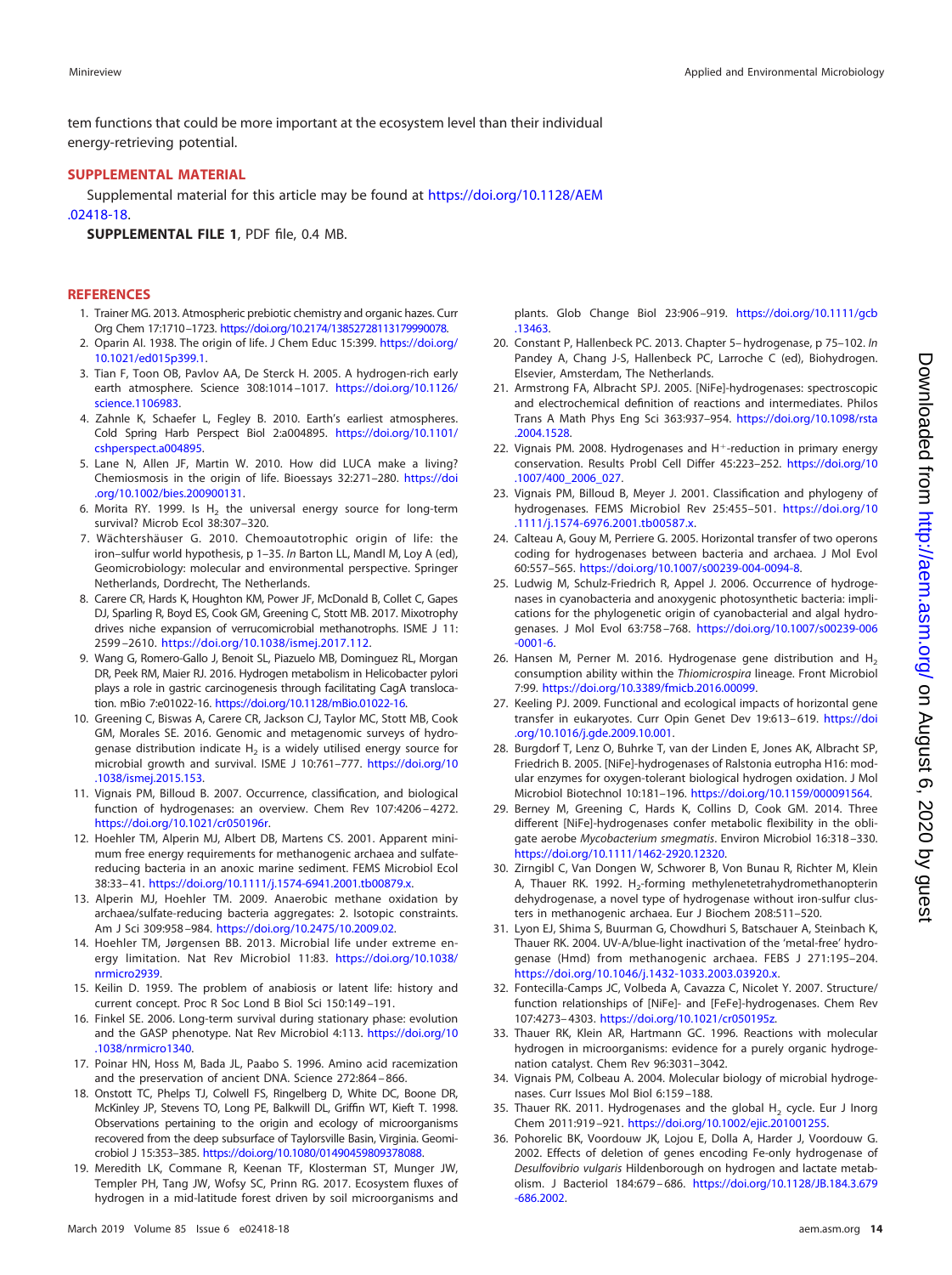tem functions that could be more important at the ecosystem level than their individual energy-retrieving potential.

## SUPPLEMENTAL MATERIAL

Supplemental material for this article may be found at https://doi.org/10.1128/AEM.02418-18.

**SUPPLEMENTAL FILE 1**, PDF file, 0.4 MB.

## REFERENCES

1. Trainer MG. 2013. Atmospheric prebiotic chemistry and organic hazes. Curr Org Chem 17:1710–1723. https://doi.org/10.2174/13852728113179990078.
2. Oparin AI. 1938. The origin of life. J Chem Educ 15:399. https://doi.org/10.1021/ed015p399.1.
3. Tian F, Toon OB, Pavlov AA, De Sterck H. 2005. A hydrogen-rich early earth atmosphere. Science 308:1014–1017. https://doi.org/10.1126/science.1106983.
4. Zahnle K, Schaefer L, Fegley B. 2010. Earth's earliest atmospheres. Cold Spring Harb Perspect Biol 2:a004895. https://doi.org/10.1101/cshperspect.a004895.
5. Lane N, Allen JF, Martin W. 2010. How did LUCA make a living? Chemiosmosis in the origin of life. Bioessays 32:271–280. https://doi.org/10.1002/bies.200900131.
6. Morita RY. 1999. Is $H_2$ the universal energy source for long-term survival? Microb Ecol 38:307–320.
7. Wächtershäuser G. 2010. Chemoautotrophic origin of life: the iron–sulfur world hypothesis, p 1–35. *In* Barton LL, Mandl M, Loy A (ed), Geomicrobiology: molecular and environmental perspective. Springer Netherlands, Dordrecht, The Netherlands.
8. Carere CR, Hards K, Houghton KM, Power JF, McDonald B, Collet C, Gapes DJ, Sparling R, Boyd ES, Cook GM, Greening C, Stott MB. 2017. Mixotrophy drives niche expansion of verrucomicrobial methanotrophs. ISME J 11:2599–2610. https://doi.org/10.1038/ismej.2017.112.
9. Wang G, Romero-Gallo J, Benoit SL, Piazuelo MB, Dominguez RL, Morgan DR, Peek RM, Maier RJ. 2016. Hydrogen metabolism in Helicobacter pylori plays a role in gastric carcinogenesis through facilitating CagA translocation. mBio 7:e01022-16. https://doi.org/10.1128/mBio.01022-16.
10. Greening C, Biswas A, Carere CR, Jackson CJ, Taylor MC, Stott MB, Cook GM, Morales SE. 2016. Genomic and metagenomic surveys of hydrogenase distribution indicate $H_2$ is a widely utilised energy source for microbial growth and survival. ISME J 10:761–777. https://doi.org/10.1038/ismej.2015.153.
11. Vignais PM, Billoud B. 2007. Occurrence, classification, and biological function of hydrogenases: an overview. Chem Rev 107:4206–4272. https://doi.org/10.1021/cr050196r.
12. Hoehler TM, Alperin MJ, Albert DB, Martens CS. 2001. Apparent minimum free energy requirements for methanogenic archaea and sulfate-reducing bacteria in an anoxic marine sediment. FEMS Microbiol Ecol 38:33–41. https://doi.org/10.1111/j.1574-6941.2001.tb00879.x.
13. Alperin MJ, Hoehler TM. 2009. Anaerobic methane oxidation by archaea/sulfate-reducing bacteria aggregates: 2. Isotopic constraints. Am J Sci 309:958–984. https://doi.org/10.2475/10.2009.02.
14. Hoehler TM, Jørgensen BB. 2013. Microbial life under extreme energy limitation. Nat Rev Microbiol 11:83. https://doi.org/10.1038/nrmicro2939.
15. Keilin D. 1959. The problem of anabiosis or latent life: history and current concept. Proc R Soc Lond B Biol Sci 150:149–191.
16. Finkel SE. 2006. Long-term survival during stationary phase: evolution and the GASP phenotype. Nat Rev Microbiol 4:113. https://doi.org/10.1038/nrmicro1340.
17. Poinar HN, Hoss M, Bada JL, Paabo S. 1996. Amino acid racemization and the preservation of ancient DNA. Science 272:864–866.
18. Onstott TC, Phelps TJ, Colwell FS, Ringelberg D, White DC, Boone DR, McKinley JP, Stevens TO, Long PE, Balkwill DL, Griffin WT, Kieft T. 1998. Observations pertaining to the origin and ecology of microorganisms recovered from the deep subsurface of Taylorsville Basin, Virginia. Geomicrobiol J 15:353–385. https://doi.org/10.1080/01490459809378088.
19. Meredith LK, Commane R, Keenan TF, Klosterman ST, Munger JW, Templer PH, Tang JW, Wofsy SC, Prinn RG. 2017. Ecosystem fluxes of hydrogen in a mid-latitude forest driven by soil microorganisms and plants. Glob Change Biol 23:906–919. https://doi.org/10.1111/gcb.13463.
20. Constant P, Hallenbeck PC. 2013. Chapter 5–hydrogenase, p 75–102. *In* Pandey A, Chang J-S, Hallenbeck PC, Larroche C (ed), Biohydrogen. Elsevier, Amsterdam, The Netherlands.
21. Armstrong FA, Albracht SPJ. 2005. [NiFe]-hydrogenases: spectroscopic and electrochemical definition of reactions and intermediates. Philos Trans A Math Phys Eng Sci 363:937–954. https://doi.org/10.1098/rsta.2004.1528.
22. Vignais PM. 2008. Hydrogenases and $H^+$-reduction in primary energy conservation. Results Probl Cell Differ 45:223–252. https://doi.org/10.1007/400_2006_027.
23. Vignais PM, Billoud B, Meyer J. 2001. Classification and phylogeny of hydrogenases. FEMS Microbiol Rev 25:455–501. https://doi.org/10.1111/j.1574-6976.2001.tb00587.x.
24. Calteau A, Gouy M, Perriere G. 2005. Horizontal transfer of two operons coding for hydrogenases between bacteria and archaea. J Mol Evol 60:557–565. https://doi.org/10.1007/s00239-004-0094-8.
25. Ludwig M, Schulz-Friedrich R, Appel J. 2006. Occurrence of hydrogenases in cyanobacteria and anoxygenic photosynthetic bacteria: implications for the phylogenetic origin of cyanobacterial and algal hydrogenases. J Mol Evol 63:758–768. https://doi.org/10.1007/s00239-006-0001-6.
26. Hansen M, Perner M. 2016. Hydrogenase gene distribution and $H_2$ consumption ability within the *Thiomicrospira* lineage. Front Microbiol 7:99. https://doi.org/10.3389/fmicb.2016.00099.
27. Keeling PJ. 2009. Functional and ecological impacts of horizontal gene transfer in eukaryotes. Curr Opin Genet Dev 19:613–619. https://doi.org/10.1016/j.gde.2009.10.001.
28. Burgdorf T, Lenz O, Buhrke T, van der Linden E, Jones AK, Albracht SP, Friedrich B. 2005. [NiFe]-hydrogenases of Ralstonia eutropha H16: modular enzymes for oxygen-tolerant biological hydrogen oxidation. J Mol Microbiol Biotechnol 10:181–196. https://doi.org/10.1159/000091564.
29. Berney M, Greening C, Hards K, Collins D, Cook GM. 2014. Three different [NiFe]-hydrogenases confer metabolic flexibility in the obligate aerobe *Mycobacterium smegmatis*. Environ Microbiol 16:318–330. https://doi.org/10.1111/1462-2920.12320.
30. Zirngibl C, Van Dongen W, Schworer B, Von Bunau R, Richter M, Klein A, Thauer RK. 1992. $H_2$-forming methylenetetrahydromethanopterin dehydrogenase, a novel type of hydrogenase without iron-sulfur clusters in methanogenic archaea. Eur J Biochem 208:511–520.
31. Lyon EJ, Shima S, Buurman G, Chowdhuri S, Batschauer A, Steinbach K, Thauer RK. 2004. UV-A/blue-light inactivation of the 'metal-free' hydrogenase (Hmd) from methanogenic archaea. FEBS J 271:195–204. https://doi.org/10.1046/j.1432-1033.2003.03920.x.
32. Fontecilla-Camps JC, Volbeda A, Cavazza C, Nicolet Y. 2007. Structure/function relationships of [NiFe]- and [FeFe]-hydrogenases. Chem Rev 107:4273–4303. https://doi.org/10.1021/cr050195z.
33. Thauer RK, Klein AR, Hartmann GC. 1996. Reactions with molecular hydrogen in microorganisms: evidence for a purely organic hydrogenation catalyst. Chem Rev 96:3031–3042.
34. Vignais PM, Colbeau A. 2004. Molecular biology of microbial hydrogenases. Curr Issues Mol Biol 6:159–188.
35. Thauer RK. 2011. Hydrogenases and the global $H_2$ cycle. Eur J Inorg Chem 2011:919–921. https://doi.org/10.1002/ejic.201001255.
36. Pohorelic BK, Voordouw JK, Lojou E, Dolla A, Harder J, Voordouw G. 2002. Effects of deletion of genes encoding Fe-only hydrogenase of *Desulfovibrio vulgaris* Hildenborough on hydrogen and lactate metabolism. J Bacteriol 184:679–686. https://doi.org/10.1128/JB.184.3.679-686.2002.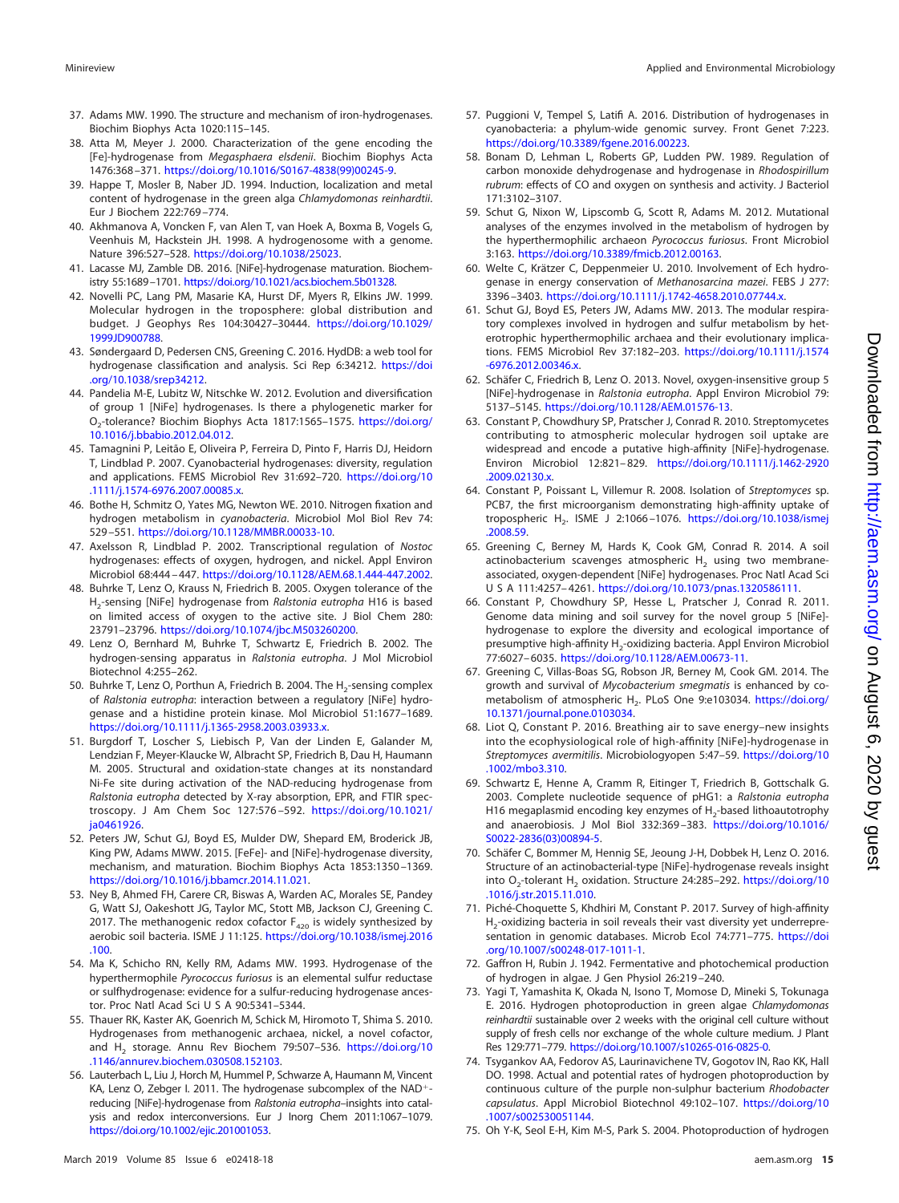37. Adams MW. 1990. The structure and mechanism of iron-hydrogenases. Biochim Biophys Acta 1020:115–145.
38. Atta M, Meyer J. 2000. Characterization of the gene encoding the [Fe]-hydrogenase from *Megasphaera elsdenii*. Biochim Biophys Acta 1476:368–371. https://doi.org/10.1016/S0167-4838(99)00245-9.
39. Happe T, Mosler B, Naber JD. 1994. Induction, localization and metal content of hydrogenase in the green alga *Chlamydomonas reinhardtii*. Eur J Biochem 222:769–774.
40. Akhmanova A, Voncken F, van Alen T, van Hoek A, Boxma B, Vogels G, Veenhuis M, Hackstein JH. 1998. A hydrogenosome with a genome. Nature 396:527–528. https://doi.org/10.1038/25023.
41. Lacasse MJ, Zamble DB. 2016. [NiFe]-hydrogenase maturation. Biochemistry 55:1689–1701. https://doi.org/10.1021/acs.biochem.5b01328.
42. Novelli PC, Lang PM, Masarie KA, Hurst DF, Myers R, Elkins JW. 1999. Molecular hydrogen in the troposphere: global distribution and budget. J Geophys Res 104:30427–30444. https://doi.org/10.1029/1999JD900788.
43. Søndergaard D, Pedersen CNS, Greening C. 2016. HydDB: a web tool for hydrogenase classification and analysis. Sci Rep 6:34212. https://doi.org/10.1038/srep34212.
44. Pandelia M-E, Lubitz W, Nitschke W. 2012. Evolution and diversification of group 1 [NiFe] hydrogenases. Is there a phylogenetic marker for $O_2$-tolerance? Biochim Biophys Acta 1817:1565–1575. https://doi.org/10.1016/j.bbabio.2012.04.012.
45. Tamagnini P, Leitão E, Oliveira P, Ferreira D, Pinto F, Harris DJ, Heidorn T, Lindblad P. 2007. Cyanobacterial hydrogenases: diversity, regulation and applications. FEMS Microbiol Rev 31:692–720. https://doi.org/10.1111/j.1574-6976.2007.00085.x.
46. Bothe H, Schmitz O, Yates MG, Newton WE. 2010. Nitrogen fixation and hydrogen metabolism in cyanobacteria. Microbiol Mol Biol Rev 74:529–551. https://doi.org/10.1128/MMBR.00033-10.
47. Axelsson R, Lindblad P. 2002. Transcriptional regulation of *Nostoc* hydrogenases: effects of oxygen, hydrogen, and nickel. Appl Environ Microbiol 68:444–447. https://doi.org/10.1128/AEM.68.1.444-447.2002.
48. Buhrke T, Lenz O, Krauss N, Friedrich B. 2005. Oxygen tolerance of the $H_2$-sensing [NiFe] hydrogenase from *Ralstonia eutropha* H16 is based on limited access of oxygen to the active site. J Biol Chem 280:23791–23796. https://doi.org/10.1074/jbc.M503260200.
49. Lenz O, Bernhard M, Buhrke T, Schwartz E, Friedrich B. 2002. The hydrogen-sensing apparatus in *Ralstonia eutropha*. J Mol Microbiol Biotechnol 4:255–262.
50. Buhrke T, Lenz O, Porthun A, Friedrich B. 2004. The $H_2$-sensing complex of *Ralstonia eutropha*: interaction between a regulatory [NiFe] hydrogenase and a histidine protein kinase. Mol Microbiol 51:1677–1689. https://doi.org/10.1111/j.1365-2958.2003.03933.x.
51. Burgdorf T, Loscher S, Liebisch P, Van der Linden E, Galander M, Lendzian F, Meyer-Klaucke W, Albracht SP, Friedrich B, Dau H, Haumann M. 2005. Structural and oxidation-state changes at its nonstandard Ni-Fe site during activation of the NAD-reducing hydrogenase from *Ralstonia eutropha* detected by X-ray absorption, EPR, and FTIR spectroscopy. J Am Chem Soc 127:576–592. https://doi.org/10.1021/ja0461926.
52. Peters JW, Schut GJ, Boyd ES, Mulder DW, Shepard EM, Broderick JB, King PW, Adams MWW. 2015. [FeFe]- and [NiFe]-hydrogenase diversity, mechanism, and maturation. Biochim Biophys Acta 1853:1350–1369. https://doi.org/10.1016/j.bbamcr.2014.11.021.
53. Ney B, Ahmed FH, Carere CR, Biswas A, Warden AC, Morales SE, Pandey G, Watt SJ, Oakeshott JG, Taylor MC, Stott MB, Jackson CJ, Greening C. 2017. The methanogenic redox cofactor $F_{420}$ is widely synthesized by aerobic soil bacteria. ISME J 11:125. https://doi.org/10.1038/ismej.2016.100.
54. Ma K, Schicho RN, Kelly RM, Adams MW. 1993. Hydrogenase of the hyperthermophile *Pyrococcus furiosus* is an elemental sulfur reductase or sulfhydrogenase: evidence for a sulfur-reducing hydrogenase ancestor. Proc Natl Acad Sci U S A 90:5341–5344.
55. Thauer RK, Kaster AK, Goenrich M, Schick M, Hiromoto T, Shima S. 2010. Hydrogenases from methanogenic archaea, nickel, a novel cofactor, and $H_2$ storage. Annu Rev Biochem 79:507–536. https://doi.org/10.1146/annurev.biochem.030508.152103.
56. Lauterbach L, Liu J, Horch M, Hummel P, Schwarze A, Haumann M, Vincent KA, Lenz O, Zebger I. 2011. The hydrogenase subcomplex of the $NAD^+$-reducing [NiFe]-hydrogenase from *Ralstonia eutropha*–insights into catalysis and redox interconversions. Eur J Inorg Chem 2011:1067–1079. https://doi.org/10.1002/ejic.201001053.
57. Puggioni V, Tempel S, Latifi A. 2016. Distribution of hydrogenases in cyanobacteria: a phylum-wide genomic survey. Front Genet 7:223. https://doi.org/10.3389/fgene.2016.00223.
58. Bonam D, Lehman L, Roberts GP, Ludden PW. 1989. Regulation of carbon monoxide dehydrogenase and hydrogenase in *Rhodospirillum rubrum*: effects of CO and oxygen on synthesis and activity. J Bacteriol 171:3102–3107.
59. Schut G, Nixon W, Lipscomb G, Scott R, Adams M. 2012. Mutational analyses of the enzymes involved in the metabolism of hydrogen by the hyperthermophilic archaeon *Pyrococcus furiosus*. Front Microbiol 3:163. https://doi.org/10.3389/fmicb.2012.00163.
60. Welte C, Krätzer C, Deppenmeier U. 2010. Involvement of Ech hydrogenase in energy conservation of *Methanosarcina mazei*. FEBS J 277:3396–3403. https://doi.org/10.1111/j.1742-4658.2010.07744.x.
61. Schut GJ, Boyd ES, Peters JW, Adams MW. 2013. The modular respiratory complexes involved in hydrogen and sulfur metabolism by heterotrophic hyperthermophilic archaea and their evolutionary implications. FEMS Microbiol Rev 37:182–203. https://doi.org/10.1111/j.1574-6976.2012.00346.x.
62. Schäfer C, Friedrich B, Lenz O. 2013. Novel, oxygen-insensitive group 5 [NiFe]-hydrogenase in *Ralstonia eutropha*. Appl Environ Microbiol 79:5137–5145. https://doi.org/10.1128/AEM.01576-13.
63. Constant P, Chowdhury SP, Pratscher J, Conrad R. 2010. Streptomycetes contributing to atmospheric molecular hydrogen soil uptake are widespread and encode a putative high-affinity [NiFe]-hydrogenase. Environ Microbiol 12:821–829. https://doi.org/10.1111/j.1462-2920.2009.02130.x.
64. Constant P, Poissant L, Villemur R. 2008. Isolation of *Streptomyces* sp. PCB7, the first microorganism demonstrating high-affinity uptake of tropospheric $H_2$. ISME J 2:1066–1076. https://doi.org/10.1038/ismej.2008.59.
65. Greening C, Berney M, Hards K, Cook GM, Conrad R. 2014. A soil actinobacterium scavenges atmospheric $H_2$ using two membrane-associated, oxygen-dependent [NiFe] hydrogenases. Proc Natl Acad Sci U S A 111:4257–4261. https://doi.org/10.1073/pnas.1320586111.
66. Constant P, Chowdhury SP, Hesse L, Pratscher J, Conrad R. 2011. Genome data mining and soil survey for the novel group 5 [NiFe]-hydrogenase to explore the diversity and ecological importance of presumptive high-affinity $H_2$-oxidizing bacteria. Appl Environ Microbiol 77:6027–6035. https://doi.org/10.1128/AEM.00673-11.
67. Greening C, Villas-Boas SG, Robson JR, Berney M, Cook GM. 2014. The growth and survival of *Mycobacterium smegmatis* is enhanced by co-metabolism of atmospheric $H_2$. PLoS One 9:e103034. https://doi.org/10.1371/journal.pone.0103034.
68. Liot Q, Constant P. 2016. Breathing air to save energy–new insights into the ecophysiological role of high-affinity [NiFe]-hydrogenase in *Streptomyces avermitilis*. Microbiologyopen 5:47–59. https://doi.org/10.1002/mbo3.310.
69. Schwartz E, Henne A, Cramm R, Eitinger T, Friedrich B, Gottschalk G. 2003. Complete nucleotide sequence of pHG1: a *Ralstonia eutropha* H16 megaplasmid encoding key enzymes of $H_2$-based lithoautotrophy and anaerobiosis. J Mol Biol 332:369–383. https://doi.org/10.1016/S0022-2836(03)00894-5.
70. Schäfer C, Bommer M, Hennig SE, Jeoung J-H, Dobbek H, Lenz O. 2016. Structure of an actinobacterial-type [NiFe]-hydrogenase reveals insight into $O_2$-tolerant $H_2$ oxidation. Structure 24:285–292. https://doi.org/10.1016/j.str.2015.11.010.
71. Piché-Choquette S, Khdhiri M, Constant P. 2017. Survey of high-affinity $H_2$-oxidizing bacteria in soil reveals their vast diversity yet underrepresentation in genomic databases. Microb Ecol 74:771–775. https://doi.org/10.1007/s00248-017-1011-1.
72. Gaffron H, Rubin J. 1942. Fermentative and photochemical production of hydrogen in algae. J Gen Physiol 26:219–240.
73. Yagi T, Yamashita K, Okada N, Isono T, Momose D, Mineki S, Tokunaga E. 2016. Hydrogen photoproduction in green algae *Chlamydomonas reinhardtii* sustainable over 2 weeks with the original cell culture without supply of fresh cells nor exchange of the whole culture medium. J Plant Res 129:771–779. https://doi.org/10.1007/s10265-016-0825-0.
74. Tsygankov AA, Fedorov AS, Laurinavichene TV, Gogotov IN, Rao KK, Hall DO. 1998. Actual and potential rates of hydrogen photoproduction by continuous culture of the purple non-sulphur bacterium *Rhodobacter capsulatus*. Appl Microbiol Biotechnol 49:102–107. https://doi.org/10.1007/s002530051144.
75. Oh Y-K, Seol E-H, Kim M-S, Park S. 2004. Photoproduction of hydrogen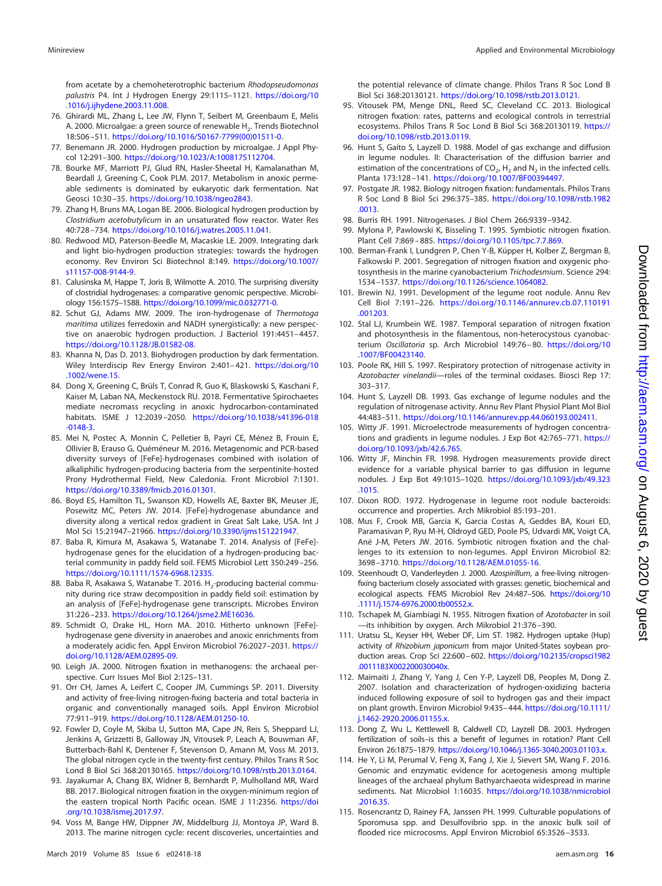from acetate by a chemoheterotrophic bacterium *Rhodopseudomonas palustris* P4. Int J Hydrogen Energy 29:1115–1121. https://doi.org/10.1016/j.ijhydene.2003.11.008.

76. Ghirardi ML, Zhang L, Lee JW, Flynn T, Seibert M, Greenbaum E, Melis A. 2000. Microalgae: a green source of renewable $H_2$. Trends Biotechnol 18:506–511. https://doi.org/10.1016/S0167-7799(00)01511-0.
77. Benemann JR. 2000. Hydrogen production by microalgae. J Appl Phycol 12:291–300. https://doi.org/10.1023/A:1008175112704.
78. Bourke MF, Marriott PJ, Glud RN, Hasler-Sheetal H, Kamalanathan M, Beardall J, Greening C, Cook PLM. 2017. Metabolism in anoxic permeable sediments is dominated by eukaryotic dark fermentation. Nat Geosci 10:30–35. https://doi.org/10.1038/ngeo2843.
79. Zhang H, Bruns MA, Logan BE. 2006. Biological hydrogen production by *Clostridium acetobutylicum* in an unsaturated flow reactor. Water Res 40:728–734. https://doi.org/10.1016/j.watres.2005.11.041.
80. Redwood MD, Paterson-Beedle M, Macaskie LE. 2009. Integrating dark and light bio-hydrogen production strategies: towards the hydrogen economy. Rev Environ Sci Biotechnol 8:149. https://doi.org/10.1007/s11157-008-9144-9.
81. Calusinska M, Happe T, Joris B, Wilmotte A. 2010. The surprising diversity of clostridial hydrogenases: a comparative genomic perspective. Microbiology 156:1575–1588. https://doi.org/10.1099/mic.0.032771-0.
82. Schut GJ, Adams MW. 2009. The iron-hydrogenase of *Thermotoga maritima* utilizes ferredoxin and NADH synergistically: a new perspective on anaerobic hydrogen production. J Bacteriol 191:4451–4457. https://doi.org/10.1128/JB.01582-08.
83. Khanna N, Das D. 2013. Biohydrogen production by dark fermentation. Wiley Interdiscip Rev Energy Environ 2:401–421. https://doi.org/10.1002/wene.15.
84. Dong X, Greening C, Brüls T, Conrad R, Guo K, Blaskowski S, Kaschani F, Kaiser M, Laban NA, Meckenstock RU. 2018. Fermentative Spirochaetes mediate necromass recycling in anoxic hydrocarbon-contaminated habitats. ISME J 12:2039–2050. https://doi.org/10.1038/s41396-018-0148-3.
85. Mei N, Postec A, Monnin C, Pelletier B, Payri CE, Ménez B, Frouin E, Ollivier B, Erauso G, Quéméneur M. 2016. Metagenomic and PCR-based diversity surveys of [FeFe]-hydrogenases combined with isolation of alkaliphilic hydrogen-producing bacteria from the serpentinite-hosted Prony Hydrothermal Field, New Caledonia. Front Microbiol 7:1301. https://doi.org/10.3389/fmicb.2016.01301.
86. Boyd ES, Hamilton TL, Swanson KD, Howells AE, Baxter BK, Meuser JE, Posewitz MC, Peters JW. 2014. [FeFe]-hydrogenase abundance and diversity along a vertical redox gradient in Great Salt Lake, USA. Int J Mol Sci 15:21947–21966. https://doi.org/10.3390/ijms151221947.
87. Baba R, Kimura M, Asakawa S, Watanabe T. 2014. Analysis of [FeFe]-hydrogenase genes for the elucidation of a hydrogen-producing bacterial community in paddy field soil. FEMS Microbiol Lett 350:249–256. https://doi.org/10.1111/1574-6968.12335.
88. Baba R, Asakawa S, Watanabe T. 2016. $H_2$-producing bacterial community during rice straw decomposition in paddy field soil: estimation by an analysis of [FeFe]-hydrogenase gene transcripts. Microbes Environ 31:226–233. https://doi.org/10.1264/jsme2.ME16036.
89. Schmidt O, Drake HL, Horn MA. 2010. Hitherto unknown [FeFe]-hydrogenase gene diversity in anaerobes and anoxic enrichments from a moderately acidic fen. Appl Environ Microbiol 76:2027–2031. https://doi.org/10.1128/AEM.02895-09.
90. Leigh JA. 2000. Nitrogen fixation in methanogens: the archaeal perspective. Curr Issues Mol Biol 2:125–131.
91. Orr CH, James A, Leifert C, Cooper JM, Cummings SP. 2011. Diversity and activity of free-living nitrogen-fixing bacteria and total bacteria in organic and conventionally managed soils. Appl Environ Microbiol 77:911–919. https://doi.org/10.1128/AEM.01250-10.
92. Fowler D, Coyle M, Skiba U, Sutton MA, Cape JN, Reis S, Sheppard LJ, Jenkins A, Grizzetti B, Galloway JN, Vitousek P, Leach A, Bouwman AF, Butterbach-Bahl K, Dentener F, Stevenson D, Amann M, Voss M. 2013. The global nitrogen cycle in the twenty-first century. Philos Trans R Soc Lond B Biol Sci 368:20130165. https://doi.org/10.1098/rstb.2013.0164.
93. Jayakumar A, Chang BX, Widner B, Bernhardt P, Mulholland MR, Ward BB. 2017. Biological nitrogen fixation in the oxygen-minimum region of the eastern tropical North Pacific ocean. ISME J 11:2356. https://doi.org/10.1038/ismej.2017.97.
94. Voss M, Bange HW, Dippner JW, Middelburg JJ, Montoya JP, Ward B. 2013. The marine nitrogen cycle: recent discoveries, uncertainties and the potential relevance of climate change. Philos Trans R Soc Lond B Biol Sci 368:20130121. https://doi.org/10.1098/rstb.2013.0121.
95. Vitousek PM, Menge DNL, Reed SC, Cleveland CC. 2013. Biological nitrogen fixation: rates, patterns and ecological controls in terrestrial ecosystems. Philos Trans R Soc Lond B Biol Sci 368:20130119. https://doi.org/10.1098/rstb.2013.0119.
96. Hunt S, Gaito S, Layzell D. 1988. Model of gas exchange and diffusion in legume nodules. II: Characterisation of the diffusion barrier and estimation of the concentrations of $CO_2$, $H_2$ and $N_2$ in the infected cells. Planta 173:128–141. https://doi.org/10.1007/BF00394497.
97. Postgate JR. 1982. Biology nitrogen fixation: fundamentals. Philos Trans R Soc Lond B Biol Sci 296:375–385. https://doi.org/10.1098/rstb.1982.0013.
98. Burris RH. 1991. Nitrogenases. J Biol Chem 266:9339–9342.
99. Mylona P, Pawlowski K, Bisseling T. 1995. Symbiotic nitrogen fixation. Plant Cell 7:869–885. https://doi.org/10.1105/tpc.7.7.869.
100. Berman-Frank I, Lundgren P, Chen Y-B, Küpper H, Kolber Z, Bergman B, Falkowski P. 2001. Segregation of nitrogen fixation and oxygenic photosynthesis in the marine cyanobacterium *Trichodesmium*. Science 294:1534–1537. https://doi.org/10.1126/science.1064082.
101. Brewin NJ. 1991. Development of the legume root nodule. Annu Rev Cell Biol 7:191–226. https://doi.org/10.1146/annurev.cb.07.110191.001203.
102. Stal LJ, Krumbein WE. 1987. Temporal separation of nitrogen fixation and photosynthesis in the filamentous, non-heterocystous cyanobacterium *Oscillatoria* sp. Arch Microbiol 149:76–80. https://doi.org/10.1007/BF00423140.
103. Poole RK, Hill S. 1997. Respiratory protection of nitrogenase activity in *Azotobacter vinelandii*—roles of the terminal oxidases. Biosci Rep 17:303–317.
104. Hunt S, Layzell DB. 1993. Gas exchange of legume nodules and the regulation of nitrogenase activity. Annu Rev Plant Physiol Plant Mol Biol 44:483–511. https://doi.org/10.1146/annurev.pp.44.060193.002411.
105. Witty JF. 1991. Microelectrode measurements of hydrogen concentrations and gradients in legume nodules. J Exp Bot 42:765–771. https://doi.org/10.1093/jxb/42.6.765.
106. Witty JF, Minchin FR. 1998. Hydrogen measurements provide direct evidence for a variable physical barrier to gas diffusion in legume nodules. J Exp Bot 49:1015–1020. https://doi.org/10.1093/jxb/49.323.1015.
107. Dixon ROD. 1972. Hydrogenase in legume root nodule bacteroids: occurrence and properties. Arch Mikrobiol 85:193–201.
108. Mus F, Crook MB, Garcia K, Garcia Costas A, Geddes BA, Kouri ED, Paramasivan P, Ryu M-H, Oldroyd GED, Poole PS, Udvardi MK, Voigt CA, Ané J-M, Peters JW. 2016. Symbiotic nitrogen fixation and the challenges to its extension to non-legumes. Appl Environ Microbiol 82:3698–3710. https://doi.org/10.1128/AEM.01055-16.
109. Steenhoudt O, Vanderleyden J. 2000. *Azospirillum*, a free-living nitrogen-fixing bacterium closely associated with grasses: genetic, biochemical and ecological aspects. FEMS Microbiol Rev 24:487–506. https://doi.org/10.1111/j.1574-6976.2000.tb00552.x.
110. Tschapek M, Giambiagi N. 1955. Nitrogen fixation of *Azotobacter* in soil—its inhibition by oxygen. Arch Mikrobiol 21:376–390.
111. Uratsu SL, Keyser HH, Weber DF, Lim ST. 1982. Hydrogen uptake (Hup) activity of *Rhizobium japonicum* from major United-States soybean production areas. Crop Sci 22:600–602. https://doi.org/10.2135/cropsci1982.0011183X002200030040x.
112. Maimaiti J, Zhang Y, Yang J, Cen Y-P, Layzell DB, Peoples M, Dong Z. 2007. Isolation and characterization of hydrogen-oxidizing bacteria induced following exposure of soil to hydrogen gas and their impact on plant growth. Environ Microbiol 9:435–444. https://doi.org/10.1111/j.1462-2920.2006.01155.x.
113. Dong Z, Wu L, Kettlewell B, Caldwell CD, Layzell DB. 2003. Hydrogen fertilization of soils–is this a benefit of legumes in rotation? Plant Cell Environ 26:1875–1879. https://doi.org/10.1046/j.1365-3040.2003.01103.x.
114. He Y, Li M, Perumal V, Feng X, Fang J, Xie J, Sievert SM, Wang F. 2016. Genomic and enzymatic evidence for acetogenesis among multiple lineages of the archaeal phylum Bathyarchaeota widespread in marine sediments. Nat Microbiol 1:16035. https://doi.org/10.1038/nmicrobiol.2016.35.
115. Rosencrantz D, Rainey FA, Janssen PH. 1999. Culturable populations of *Sporomusa* spp. and *Desulfovibrio* spp. in the anoxic bulk soil of flooded rice microcosms. Appl Environ Microbiol 65:3526–3533.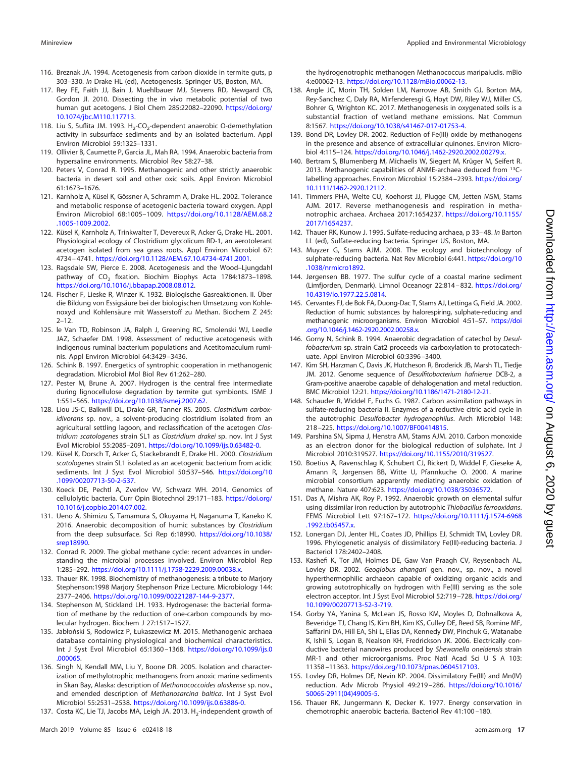116. Breznak JA. 1994. Acetogenesis from carbon dioxide in termite guts, p 303–330. *In* Drake HL (ed), Acetogenesis. Springer US, Boston, MA.
117. Rey FE, Faith JJ, Bain J, Muehlbauer MJ, Stevens RD, Newgard CB, Gordon JI. 2010. Dissecting the in vivo metabolic potential of two human gut acetogens. J Biol Chem 285:22082–22090. https://doi.org/10.1074/jbc.M110.117713.
118. Liu S, Suflita JM. 1993. $H_2$-$CO_2$-dependent anaerobic O-demethylation activity in subsurface sediments and by an isolated bacterium. Appl Environ Microbiol 59:1325–1331.
119. Ollivier B, Caumette P, Garcia JL, Mah RA. 1994. Anaerobic bacteria from hypersaline environments. Microbiol Rev 58:27–38.
120. Peters V, Conrad R. 1995. Methanogenic and other strictly anaerobic bacteria in desert soil and other oxic soils. Appl Environ Microbiol 61:1673–1676.
121. Karnholz A, Küsel K, Gössner A, Schramm A, Drake HL. 2002. Tolerance and metabolic response of acetogenic bacteria toward oxygen. Appl Environ Microbiol 68:1005–1009. https://doi.org/10.1128/AEM.68.2.1005-1009.2002.
122. Küsel K, Karnholz A, Trinkwalter T, Devereux R, Acker G, Drake HL. 2001. Physiological ecology of Clostridium glycolicum RD-1, an aerotolerant acetogen isolated from sea grass roots. Appl Environ Microbiol 67: 4734–4741. https://doi.org/10.1128/AEM.67.10.4734-4741.2001.
123. Ragsdale SW, Pierce E. 2008. Acetogenesis and the Wood–Ljungdahl pathway of $CO_2$ fixation. Biochim Biophys Acta 1784:1873–1898. https://doi.org/10.1016/j.bbapap.2008.08.012.
124. Fischer F, Lieske R, Winzer K. 1932. Biologische Gasreaktionen. II. Über die Bildung von Essigsäure bei der biologischen Umsetzung von Kohlenoxyd und Kohlensäure mit Wasserstoff zu Methan. Biochem Z 245: 2–12.
125. le Van TD, Robinson JA, Ralph J, Greening RC, Smolenski WJ, Leedle JAZ, Schaefer DM. 1998. Assessment of reductive acetogenesis with indigenous ruminal bacterium populations and Acetitomaculum ruminis. Appl Environ Microbiol 64:3429–3436.
126. Schink B. 1997. Energetics of syntrophic cooperation in methanogenic degradation. Microbiol Mol Biol Rev 61:262–280.
127. Pester M, Brune A. 2007. Hydrogen is the central free intermediate during lignocellulose degradation by termite gut symbionts. ISME J 1:551–565. https://doi.org/10.1038/ismej.2007.62.
128. Liou JS-C, Balkwill DL, Drake GR, Tanner RS. 2005. *Clostridium carboxidivorans* sp. nov., a solvent-producing clostridium isolated from an agricultural settling lagoon, and reclassification of the acetogen *Clostridium scatologenes* strain SL1 as *Clostridium drakei* sp. nov. Int J Syst Evol Microbiol 55:2085–2091. https://doi.org/10.1099/ijs.0.63482-0.
129. Küsel K, Dorsch T, Acker G, Stackebrandt E, Drake HL. 2000. *Clostridium scatologenes* strain SL1 isolated as an acetogenic bacterium from acidic sediments. Int J Syst Evol Microbiol 50:537–546. https://doi.org/10.1099/00207713-50-2-537.
130. Koeck DE, Pechtl A, Zverlov VV, Schwarz WH. 2014. Genomics of cellulolytic bacteria. Curr Opin Biotechnol 29:171–183. https://doi.org/10.1016/j.copbio.2014.07.002.
131. Ueno A, Shimizu S, Tamamura S, Okuyama H, Naganuma T, Kaneko K. 2016. Anaerobic decomposition of humic substances by *Clostridium* from the deep subsurface. Sci Rep 6:18990. https://doi.org/10.1038/srep18990.
132. Conrad R. 2009. The global methane cycle: recent advances in understanding the microbial processes involved. Environ Microbiol Rep 1:285–292. https://doi.org/10.1111/j.1758-2229.2009.00038.x.
133. Thauer RK. 1998. Biochemistry of methanogenesis: a tribute to Marjory Stephenson:1998 Marjory Stephenson Prize Lecture. Microbiology 144: 2377–2406. https://doi.org/10.1099/00221287-144-9-2377.
134. Stephenson M, Stickland LH. 1933. Hydrogenase: the bacterial formation of methane by the reduction of one-carbon compounds by molecular hydrogen. Biochem J 27:1517–1527.
135. Jabłoński S, Rodowicz P, Łukaszewicz M. 2015. Methanogenic archaea database containing physiological and biochemical characteristics. Int J Syst Evol Microbiol 65:1360–1368. https://doi.org/10.1099/ijs.0.000065.
136. Singh N, Kendall MM, Liu Y, Boone DR. 2005. Isolation and characterization of methylotrophic methanogens from anoxic marine sediments in Skan Bay, Alaska: description of *Methanococcoides alaskense* sp. nov., and emended description of *Methanosarcina baltica*. Int J Syst Evol Microbiol 55:2531–2538. https://doi.org/10.1099/ijs.0.63886-0.
137. Costa KC, Lie TJ, Jacobs MA, Leigh JA. 2013. $H_2$-independent growth of the hydrogenotrophic methanogen Methanococcus maripaludis. mBio 4:e00062-13. https://doi.org/10.1128/mBio.00062-13.
138. Angle JC, Morin TH, Solden LM, Narrowe AB, Smith GJ, Borton MA, Rey-Sanchez C, Daly RA, Mirfenderesgi G, Hoyt DW, Riley WJ, Miller CS, Bohrer G, Wrighton KC. 2017. Methanogenesis in oxygenated soils is a substantial fraction of wetland methane emissions. Nat Commun 8:1567. https://doi.org/10.1038/s41467-017-01753-4.
139. Bond DR, Lovley DR. 2002. Reduction of Fe(III) oxide by methanogens in the presence and absence of extracellular quinones. Environ Microbiol 4:115–124. https://doi.org/10.1046/j.1462-2920.2002.00279.x.
140. Bertram S, Blumenberg M, Michaelis W, Siegert M, Krüger M, Seifert R. 2013. Methanogenic capabilities of ANME-archaea deduced from $^{13}C$-labelling approaches. Environ Microbiol 15:2384–2393. https://doi.org/10.1111/1462-2920.12112.
141. Timmers PHA, Welte CU, Koehorst JJ, Plugge CM, Jetten MSM, Stams AJM. 2017. Reverse methanogenesis and respiration in methanotrophic archaea. Archaea 2017:1654237. https://doi.org/10.1155/2017/1654237.
142. Thauer RK, Kunow J. 1995. Sulfate-reducing archaea, p 33–48. *In* Barton LL (ed), Sulfate-reducing bacteria. Springer US, Boston, MA.
143. Muyzer G, Stams AJM. 2008. The ecology and biotechnology of sulphate-reducing bacteria. Nat Rev Microbiol 6:441. https://doi.org/10.1038/nrmicro1892.
144. Jørgensen BB. 1977. The sulfur cycle of a coastal marine sediment (Limfjorden, Denmark). Limnol Oceanogr 22:814–832. https://doi.org/10.4319/lo.1977.22.5.0814.
145. Cervantes FJ, de Bok FA, Duong-Dac T, Stams AJ, Lettinga G, Field JA. 2002. Reduction of humic substances by halorespiring, sulphate-reducing and methanogenic microorganisms. Environ Microbiol 4:51–57. https://doi.org/10.1046/j.1462-2920.2002.00258.x.
146. Gorny N, Schink B. 1994. Anaerobic degradation of catechol by *Desulfobacterium* sp. strain Cat2 proceeds via carboxylation to protocatechuate. Appl Environ Microbiol 60:3396–3400.
147. Kim SH, Harzman C, Davis JK, Hutcheson R, Broderick JB, Marsh TL, Tiedje JM. 2012. Genome sequence of *Desulfitobacterium hafniense* DCB-2, a Gram-positive anaerobe capable of dehalogenation and metal reduction. BMC Microbiol 12:21. https://doi.org/10.1186/1471-2180-12-21.
148. Schauder R, Widdel F, Fuchs G. 1987. Carbon assimilation pathways in sulfate-reducing bacteria II. Enzymes of a reductive citric acid cycle in the autotrophic *Desulfobacter hydrogenophilus*. Arch Microbiol 148: 218–225. https://doi.org/10.1007/BF00414815.
149. Parshina SN, Sipma J, Henstra AM, Stams AJM. 2010. Carbon monoxide as an electron donor for the biological reduction of sulphate. Int J Microbiol 2010:319527. https://doi.org/10.1155/2010/319527.
150. Boetius A, Ravenschlag K, Schubert CJ, Rickert D, Widdel F, Gieseke A, Amann R, Jørgensen BB, Witte U, Pfannkuche O. 2000. A marine microbial consortium apparently mediating anaerobic oxidation of methane. Nature 407:623. https://doi.org/10.1038/35036572.
151. Das A, Mishra AK, Roy P. 1992. Anaerobic growth on elemental sulfur using dissimilar iron reduction by autotrophic *Thiobacillus ferrooxidans*. FEMS Microbiol Lett 97:167–172. https://doi.org/10.1111/j.1574-6968.1992.tb05457.x.
152. Lonergan DJ, Jenter HL, Coates JD, Phillips EJ, Schmidt TM, Lovley DR. 1996. Phylogenetic analysis of dissimilatory Fe(III)-reducing bacteria. J Bacteriol 178:2402–2408.
153. Kashefi K, Tor JM, Holmes DE, Gaw Van Praagh CV, Reysenbach AL, Lovley DR. 2002. *Geoglobus ahangari* gen. nov., sp. nov., a novel hyperthermophilic archaeon capable of oxidizing organic acids and growing autotrophically on hydrogen with Fe(III) serving as the sole electron acceptor. Int J Syst Evol Microbiol 52:719–728. https://doi.org/10.1099/00207713-52-3-719.
154. Gorby YA, Yanina S, McLean JS, Rosso KM, Moyles D, Dohnalkova A, Beveridge TJ, Chang IS, Kim BH, Kim KS, Culley DE, Reed SB, Romine MF, Saffarini DA, Hill EA, Shi L, Elias DA, Kennedy DW, Pinchuk G, Watanabe K, Ishii S, Logan B, Nealson KH, Fredrickson JK. 2006. Electrically conductive bacterial nanowires produced by *Shewanella oneidensis* strain MR-1 and other microorganisms. Proc Natl Acad Sci U S A 103: 11358–11363. https://doi.org/10.1073/pnas.0604517103.
155. Lovley DR, Holmes DE, Nevin KP. 2004. Dissimilatory Fe(III) and Mn(IV) reduction. Adv Microb Physiol 49:219–286. https://doi.org/10.1016/S0065-2911(04)49005-5.
156. Thauer RK, Jungermann K, Decker K. 1977. Energy conservation in chemotrophic anaerobic bacteria. Bacteriol Rev 41:100–180.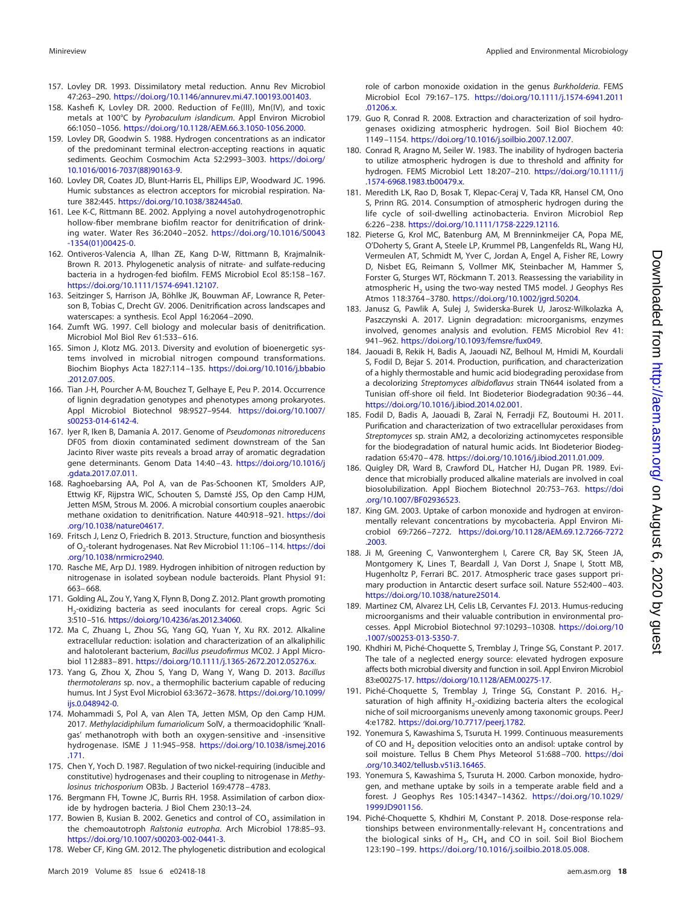157. Lovley DR. 1993. Dissimilatory metal reduction. Annu Rev Microbiol 47:263–290. https://doi.org/10.1146/annurev.mi.47.100193.001403.

158. Kashefi K, Lovley DR. 2000. Reduction of Fe(III), Mn(IV), and toxic metals at 100°C by *Pyrobaculum islandicum*. Appl Environ Microbiol 66:1050–1056. https://doi.org/10.1128/AEM.66.3.1050-1056.2000.

159. Lovley DR, Goodwin S. 1988. Hydrogen concentrations as an indicator of the predominant terminal electron-accepting reactions in aquatic sediments. Geochim Cosmochim Acta 52:2993–3003. https://doi.org/10.1016/0016-7037(88)90163-9.

160. Lovley DR, Coates JD, Blunt-Harris EL, Phillips EJP, Woodward JC. 1996. Humic substances as electron acceptors for microbial respiration. Nature 382:445. https://doi.org/10.1038/382445a0.

161. Lee K-C, Rittmann BE. 2002. Applying a novel autohydrogenotrophic hollow-fiber membrane biofilm reactor for denitrification of drinking water. Water Res 36:2040–2052. https://doi.org/10.1016/S0043-1354(01)00425-0.

162. Ontiveros-Valencia A, Ilhan ZE, Kang D-W, Rittmann B, Krajmalnik-Brown R. 2013. Phylogenetic analysis of nitrate- and sulfate-reducing bacteria in a hydrogen-fed biofilm. FEMS Microbiol Ecol 85:158–167. https://doi.org/10.1111/1574-6941.12107.

163. Seitzinger S, Harrison JA, Böhlke JK, Bouwman AF, Lowrance R, Peterson B, Tobias C, Drecht GV. 2006. Denitrification across landscapes and waterscapes: a synthesis. Ecol Appl 16:2064–2090.

164. Zumft WG. 1997. Cell biology and molecular basis of denitrification. Microbiol Mol Biol Rev 61:533–616.

165. Simon J, Klotz MG. 2013. Diversity and evolution of bioenergetic systems involved in microbial nitrogen compound transformations. Biochim Biophys Acta 1827:114–135. https://doi.org/10.1016/j.bbabio.2012.07.005.

166. Tian J-H, Pourcher A-M, Bouchez T, Gelhaye E, Peu P. 2014. Occurrence of lignin degradation genotypes and phenotypes among prokaryotes. Appl Microbiol Biotechnol 98:9527–9544. https://doi.org/10.1007/s00253-014-6142-4.

167. Iyer R, Iken B, Damania A. 2017. Genome of *Pseudomonas nitroreducens* DF05 from dioxin contaminated sediment downstream of the San Jacinto River waste pits reveals a broad array of aromatic degradation gene determinants. Genom Data 14:40–43. https://doi.org/10.1016/j.gdata.2017.07.011.

168. Raghoebarsing AA, Pol A, van de Pas-Schoonen KT, Smolders AJP, Ettwig KF, Rijpstra WIC, Schouten S, Damsté JSS, Op den Camp HJM, Jetten MSM, Strous M. 2006. A microbial consortium couples anaerobic methane oxidation to denitrification. Nature 440:918–921. https://doi.org/10.1038/nature04617.

169. Fritsch J, Lenz O, Friedrich B. 2013. Structure, function and biosynthesis of $O_2$-tolerant hydrogenases. Nat Rev Microbiol 11:106–114. https://doi.org/10.1038/nrmicro2940.

170. Rasche ME, Arp DJ. 1989. Hydrogen inhibition of nitrogen reduction by nitrogenase in isolated soybean nodule bacteroids. Plant Physiol 91:663–668.

171. Golding AL, Zou Y, Yang X, Flynn B, Dong Z. 2012. Plant growth promoting $H_2$-oxidizing bacteria as seed inoculants for cereal crops. Agric Sci 3:510–516. https://doi.org/10.4236/as.2012.34060.

172. Ma C, Zhuang L, Zhou SG, Yang GQ, Yuan Y, Xu RX. 2012. Alkaline extracellular reduction: isolation and characterization of an alkaliphilic and halotolerant bacterium, *Bacillus pseudofirmus* MC02. J Appl Microbiol 112:883–891. https://doi.org/10.1111/j.1365-2672.2012.05276.x.

173. Yang G, Zhou X, Zhou S, Yang D, Wang Y, Wang D. 2013. *Bacillus thermotolerans* sp. nov., a thermophilic bacterium capable of reducing humus. Int J Syst Evol Microbiol 63:3672–3678. https://doi.org/10.1099/ijs.0.048942-0.

174. Mohammadi S, Pol A, van Alen TA, Jetten MSM, Op den Camp HJM. 2017. *Methylacidiphilum fumariolicum* SolV, a thermoacidophilic 'Knallgas' methanotroph with both an oxygen-sensitive and -insensitive hydrogenase. ISME J 11:945–958. https://doi.org/10.1038/ismej.2016.171.

175. Chen Y, Yoch D. 1987. Regulation of two nickel-requiring (inducible and constitutive) hydrogenases and their coupling to nitrogenase in *Methylosinus trichosporium* OB3b. J Bacteriol 169:4778–4783.

176. Bergmann FH, Towne JC, Burris RH. 1958. Assimilation of carbon dioxide by hydrogen bacteria. J Biol Chem 230:13–24.

177. Bowien B, Kusian B. 2002. Genetics and control of $CO_2$ assimilation in the chemoautotroph *Ralstonia eutropha*. Arch Microbiol 178:85–93. https://doi.org/10.1007/s00203-002-0441-3.

178. Weber CF, King GM. 2012. The phylogenetic distribution and ecological role of carbon monoxide oxidation in the genus *Burkholderia*. FEMS Microbiol Ecol 79:167–175. https://doi.org/10.1111/j.1574-6941.2011.01206.x.

179. Guo R, Conrad R. 2008. Extraction and characterization of soil hydrogenases oxidizing atmospheric hydrogen. Soil Biol Biochem 40:1149–1154. https://doi.org/10.1016/j.soilbio.2007.12.007.

180. Conrad R, Aragno M, Seiler W. 1983. The inability of hydrogen bacteria to utilize atmospheric hydrogen is due to threshold and affinity for hydrogen. FEMS Microbiol Lett 18:207–210. https://doi.org/10.1111/j.1574-6968.1983.tb00479.x.

181. Meredith LK, Rao D, Bosak T, Klepac-Ceraj V, Tada KR, Hansel CM, Ono S, Prinn RG. 2014. Consumption of atmospheric hydrogen during the life cycle of soil-dwelling actinobacteria. Environ Microbiol Rep 6:226–238. https://doi.org/10.1111/1758-2229.12116.

182. Pieterse G, Krol MC, Batenburg AM, M Brenninkmeijer CA, Popa ME, O'Doherty S, Grant A, Steele LP, Krummel PB, Langenfelds RL, Wang HJ, Vermeulen AT, Schmidt M, Yver C, Jordan A, Engel A, Fisher RE, Lowry D, Nisbet EG, Reimann S, Vollmer MK, Steinbacher M, Hammer S, Forster G, Sturges WT, Röckmann T. 2013. Reassessing the variability in atmospheric $H_2$ using the two-way nested TM5 model. J Geophys Res Atmos 118:3764–3780. https://doi.org/10.1002/jgrd.50204.

183. Janusz G, Pawlik A, Sulej J, Swiderska-Burek U, Jarosz-Wilkolazka A, Paszczynski A. 2017. Lignin degradation: microorganisms, enzymes involved, genomes analysis and evolution. FEMS Microbiol Rev 41:941–962. https://doi.org/10.1093/femsre/fux049.

184. Jaouadi B, Rekik H, Badis A, Jaouadi NZ, Belhoul M, Hmidi M, Kourdali S, Fodil D, Bejar S. 2014. Production, purification, and characterization of a highly thermostable and humic acid biodegrading peroxidase from a decolorizing *Streptomyces albidoflavus* strain TN644 isolated from a Tunisian off-shore oil field. Int Biodeterior Biodegradation 90:36–44. https://doi.org/10.1016/j.ibiod.2014.02.001.

185. Fodil D, Badis A, Jaouadi B, Zaraî N, Ferradji FZ, Boutoumi H. 2011. Purification and characterization of two extracellular peroxidases from *Streptomyces* sp. strain AM2, a decolorizing actinomycetes responsible for the biodegradation of natural humic acids. Int Biodeterior Biodegradation 65:470–478. https://doi.org/10.1016/j.ibiod.2011.01.009.

186. Quigley DR, Ward B, Crawford DL, Hatcher HJ, Dugan PR. 1989. Evidence that microbially produced alkaline materials are involved in coal biosolubilization. Appl Biochem Biotechnol 20:753–763. https://doi.org/10.1007/BF02936523.

187. King GM. 2003. Uptake of carbon monoxide and hydrogen at environmentally relevant concentrations by mycobacteria. Appl Environ Microbiol 69:7266–7272. https://doi.org/10.1128/AEM.69.12.7266-7272.2003.

188. Ji M, Greening C, Vanwonterghem I, Carere CR, Bay SK, Steen JA, Montgomery K, Lines T, Beardall J, Van Dorst J, Snape I, Stott MB, Hugenholtz P, Ferrari BC. 2017. Atmospheric trace gases support primary production in Antarctic desert surface soil. Nature 552:400–403. https://doi.org/10.1038/nature25014.

189. Martinez CM, Alvarez LH, Celis LB, Cervantes FJ. 2013. Humus-reducing microorganisms and their valuable contribution in environmental processes. Appl Microbiol Biotechnol 97:10293–10308. https://doi.org/10.1007/s00253-013-5350-7.

190. Khdhiri M, Piché-Choquette S, Tremblay J, Tringe SG, Constant P. 2017. The tale of a neglected energy source: elevated hydrogen exposure affects both microbial diversity and function in soil. Appl Environ Microbiol 83:e00275-17. https://doi.org/10.1128/AEM.00275-17.

191. Piché-Choquette S, Tremblay J, Tringe SG, Constant P. 2016. $H_2$-saturation of high affinity $H_2$-oxidizing bacteria alters the ecological niche of soil microorganisms unevenly among taxonomic groups. PeerJ 4:e1782. https://doi.org/10.7717/peerj.1782.

192. Yonemura S, Kawashima S, Tsuruta H. 1999. Continuous measurements of CO and $H_2$ deposition velocities onto an andisol: uptake control by soil moisture. Tellus B Chem Phys Meteorol 51:688–700. https://doi.org/10.3402/tellusb.v51i3.16465.

193. Yonemura S, Kawashima S, Tsuruta H. 2000. Carbon monoxide, hydrogen, and methane uptake by soils in a temperate arable field and a forest. J Geophys Res 105:14347–14362. https://doi.org/10.1029/1999JD901156.

194. Piché-Choquette S, Khdhiri M, Constant P. 2018. Dose-response relationships between environmentally-relevant $H_2$ concentrations and the biological sinks of $H_2$, $CH_4$ and CO in soil. Soil Biol Biochem 123:190–199. https://doi.org/10.1016/j.soilbio.2018.05.008.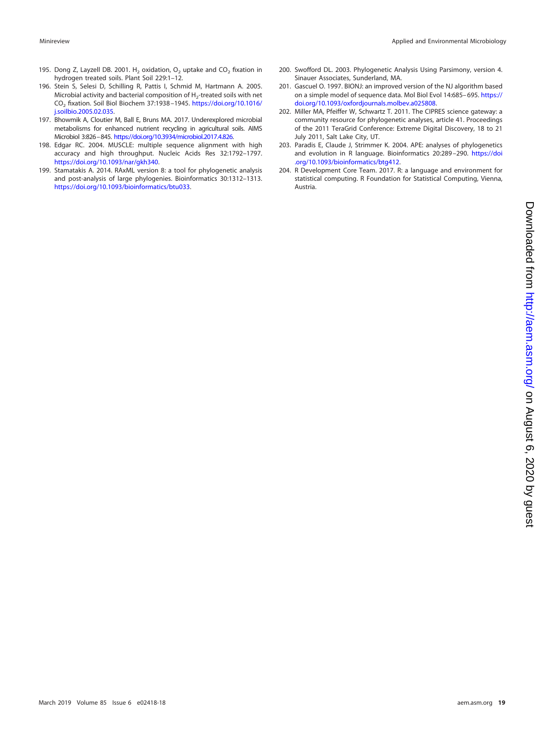195. Dong Z, Layzell DB. 2001. $H_2$ oxidation, $O_2$ uptake and $CO_2$ fixation in hydrogen treated soils. Plant Soil 229:1–12.
196. Stein S, Selesi D, Schilling R, Pattis I, Schmid M, Hartmann A. 2005. Microbial activity and bacterial composition of $H_2$-treated soils with net $CO_2$ fixation. Soil Biol Biochem 37:1938–1945. https://doi.org/10.1016/j.soilbio.2005.02.035.
197. Bhowmik A, Cloutier M, Ball E, Bruns MA. 2017. Underexplored microbial metabolisms for enhanced nutrient recycling in agricultural soils. AIMS Microbiol 3:826–845. https://doi.org/10.3934/microbiol.2017.4.826.
198. Edgar RC. 2004. MUSCLE: multiple sequence alignment with high accuracy and high throughput. Nucleic Acids Res 32:1792–1797. https://doi.org/10.1093/nar/gkh340.
199. Stamatakis A. 2014. RAxML version 8: a tool for phylogenetic analysis and post-analysis of large phylogenies. Bioinformatics 30:1312–1313. https://doi.org/10.1093/bioinformatics/btu033.
200. Swofford DL. 2003. Phylogenetic Analysis Using Parsimony, version 4. Sinauer Associates, Sunderland, MA.
201. Gascuel O. 1997. BIONJ: an improved version of the NJ algorithm based on a simple model of sequence data. Mol Biol Evol 14:685–695. https://doi.org/10.1093/oxfordjournals.molbev.a025808.
202. Miller MA, Pfeiffer W, Schwartz T. 2011. The CIPRES science gateway: a community resource for phylogenetic analyses, article 41. Proceedings of the 2011 TeraGrid Conference: Extreme Digital Discovery, 18 to 21 July 2011, Salt Lake City, UT.
203. Paradis E, Claude J, Strimmer K. 2004. APE: analyses of phylogenetics and evolution in R language. Bioinformatics 20:289–290. https://doi.org/10.1093/bioinformatics/btg412.
204. R Development Core Team. 2017. R: a language and environment for statistical computing. R Foundation for Statistical Computing, Vienna, Austria.